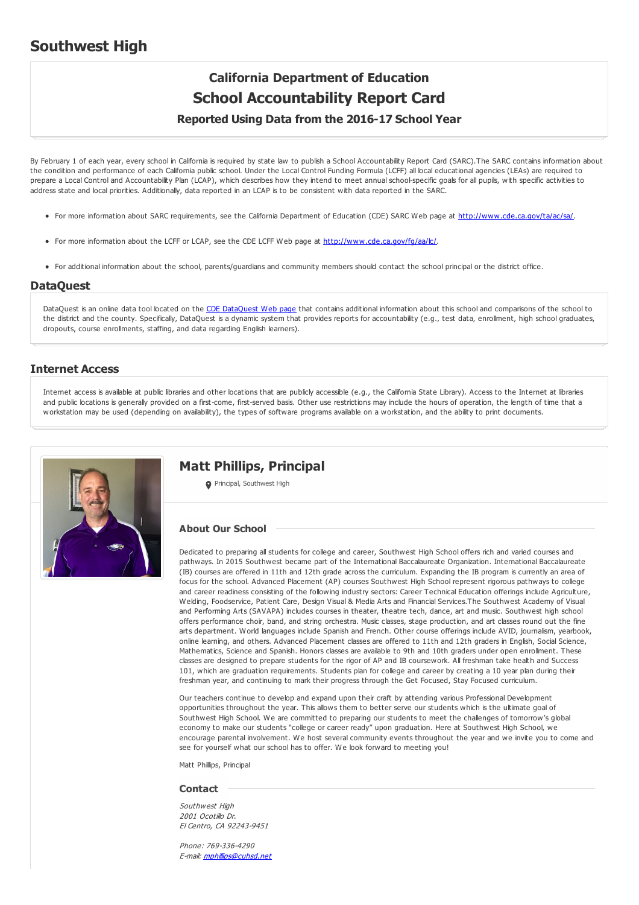# Southwest High

## California Department of Education
## School Accountability Report Card
### Reported Using Data from the 2016-17 School Year

By February 1 of each year, every school in California is required by state law to publish a School Accountability Report Card (SARC).The SARC contains information about the condition and performance of each California public school. Under the Local Control Funding Formula (LCFF) all local educational agencies (LEAs) are required to prepare a Local Control and Accountability Plan (LCAP), which describes how they intend to meet annual school-specific goals for all pupils, with specific activities to address state and local priorities. Additionally, data reported in an LCAP is to be consistent with data reported in the SARC.

- For more information about SARC requirements, see the California Department of Education (CDE) SARC Web page at http://www.cde.ca.gov/ta/ac/sa/.
- For more information about the LCFF or LCAP, see the CDE LCFF Web page at http://www.cde.ca.gov/fg/aa/lc/.
- For additional information about the school, parents/guardians and community members should contact the school principal or the district office.

## DataQuest

DataQuest is an online data tool located on the CDE DataQuest Web page that contains additional information about this school and comparisons of the school to the district and the county. Specifically, DataQuest is a dynamic system that provides reports for accountability (e.g., test data, enrollment, high school graduates, dropouts, course enrollments, staffing, and data regarding English learners).

## Internet Access

Internet access is available at public libraries and other locations that are publicly accessible (e.g., the California State Library). Access to the Internet at libraries and public locations is generally provided on a first-come, first-served basis. Other use restrictions may include the hours of operation, the length of time that a workstation may be used (depending on availability), the types of software programs available on a workstation, and the ability to print documents.

## Matt Phillips, Principal

Principal, Southwest High

### About Our School

Dedicated to preparing all students for college and career, Southwest High School offers rich and varied courses and pathways. In 2015 Southwest became part of the International Baccalaureate Organization. International Baccalaureate (IB) courses are offered in 11th and 12th grade across the curriculum. Expanding the IB program is currently an area of focus for the school. Advanced Placement (AP) courses Southwest High School represent rigorous pathways to college and career readiness consisting of the following industry sectors: Career Technical Education offerings include Agriculture, Welding, Foodservice, Patient Care, Design Visual & Media Arts and Financial Services.The Southwest Academy of Visual and Performing Arts (SAVAPA) includes courses in theater, theatre tech, dance, art and music. Southwest high school offers performance choir, band, and string orchestra. Music classes, stage production, and art classes round out the fine arts department. World languages include Spanish and French. Other course offerings include AVID, journalism, yearbook, online learning, and others. Advanced Placement classes are offered to 11th and 12th graders in English, Social Science, Mathematics, Science and Spanish. Honors classes are available to 9th and 10th graders under open enrollment. These classes are designed to prepare students for the rigor of AP and IB coursework. All freshman take health and Success 101, which are graduation requirements. Students plan for college and career by creating a 10 year plan during their freshman year, and continuing to mark their progress through the Get Focused, Stay Focused curriculum.

Our teachers continue to develop and expand upon their craft by attending various Professional Development opportunities throughout the year. This allows them to better serve our students which is the ultimate goal of Southwest High School. We are committed to preparing our students to meet the challenges of tomorrow's global economy to make our students "college or career ready" upon graduation. Here at Southwest High School, we encourage parental involvement. We host several community events throughout the year and we invite you to come and see for yourself what our school has to offer. We look forward to meeting you!

Matt Phillips, Principal

### Contact

*Southwest High*
*2001 Ocotillo Dr.*
*El Centro, CA 92243-9451*

*Phone: 769-336-4290*
*E-mail: mphillips@cuhsd.net*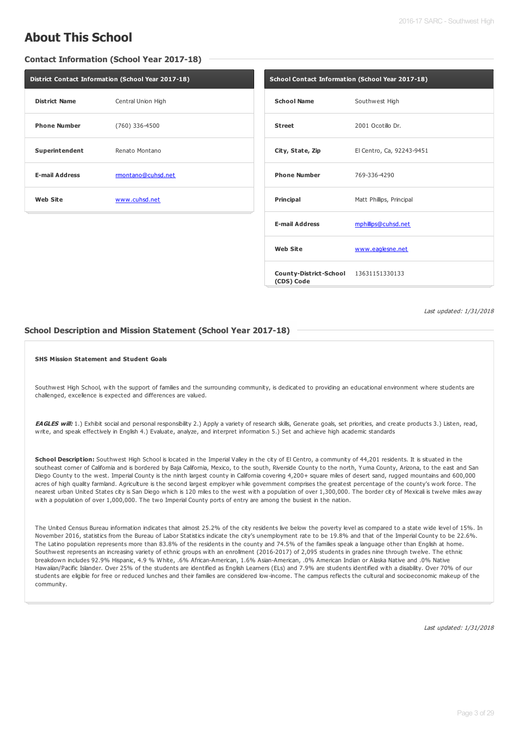# About This School

## Contact Information (School Year 2017-18)

| District Contact Information (School Year 2017-18) | |
|---|---|
| **District Name** | Central Union High |
| **Phone Number** | (760) 336-4500 |
| **Superintendent** | Renato Montano |
| **E-mail Address** | rmontano@cuhsd.net |
| **Web Site** | www.cuhsd.net |

| School Contact Information (School Year 2017-18) | |
|---|---|
| **School Name** | Southwest High |
| **Street** | 2001 Ocotillo Dr. |
| **City, State, Zip** | El Centro, Ca, 92243-9451 |
| **Phone Number** | 769-336-4290 |
| **Principal** | Matt Phillips, Principal |
| **E-mail Address** | mphillips@cuhsd.net |
| **Web Site** | www.eaglesne.net |
| **County-District-School (CDS) Code** | 13631151330133 |

*Last updated: 1/31/2018*

## School Description and Mission Statement (School Year 2017-18)

**SHS Mission Statement and Student Goals**

Southwest High School, with the support of families and the surrounding community, is dedicated to providing an educational environment where students are challenged, excellence is expected and differences are valued.

***EAGLES will:*** 1.) Exhibit social and personal responsibility 2.) Apply a variety of research skills, Generate goals, set priorities, and create products 3.) Listen, read, write, and speak effectively in English 4.) Evaluate, analyze, and interpret information 5.) Set and achieve high academic standards

**School Description:** Southwest High School is located in the Imperial Valley in the city of El Centro, a community of 44,201 residents. It is situated in the southeast corner of California and is bordered by Baja California, Mexico, to the south, Riverside County to the north, Yuma County, Arizona, to the east and San Diego County to the west. Imperial County is the ninth largest county in California covering 4,200+ square miles of desert sand, rugged mountains and 600,000 acres of high quality farmland. Agriculture is the second largest employer while government comprises the greatest percentage of the county's work force. The nearest urban United States city is San Diego which is 120 miles to the west with a population of over 1,300,000. The border city of Mexicali is twelve miles away with a population of over 1,000,000. The two Imperial County ports of entry are among the busiest in the nation.

The United Census Bureau information indicates that almost 25.2% of the city residents live below the poverty level as compared to a state wide level of 15%. In November 2016, statistics from the Bureau of Labor Statistics indicate the city's unemployment rate to be 19.8% and that of the Imperial County to be 22.6%. The Latino population represents more than 83.8% of the residents in the county and 74.5% of the families speak a language other than English at home. Southwest represents an increasing variety of ethnic groups with an enrollment (2016-2017) of 2,095 students in grades nine through twelve. The ethnic breakdown includes 92.9% Hispanic, 4.9 % White, .6% African-American, 1.6% Asian-American, .0% American Indian or Alaska Native and .0% Native Hawaiian/Pacific Islander. Over 25% of the students are identified as English Learners (ELs) and 7.9% are students identified with a disability. Over 70% of our students are eligible for free or reduced lunches and their families are considered low-income. The campus reflects the cultural and socioeconomic makeup of the community.

*Last updated: 1/31/2018*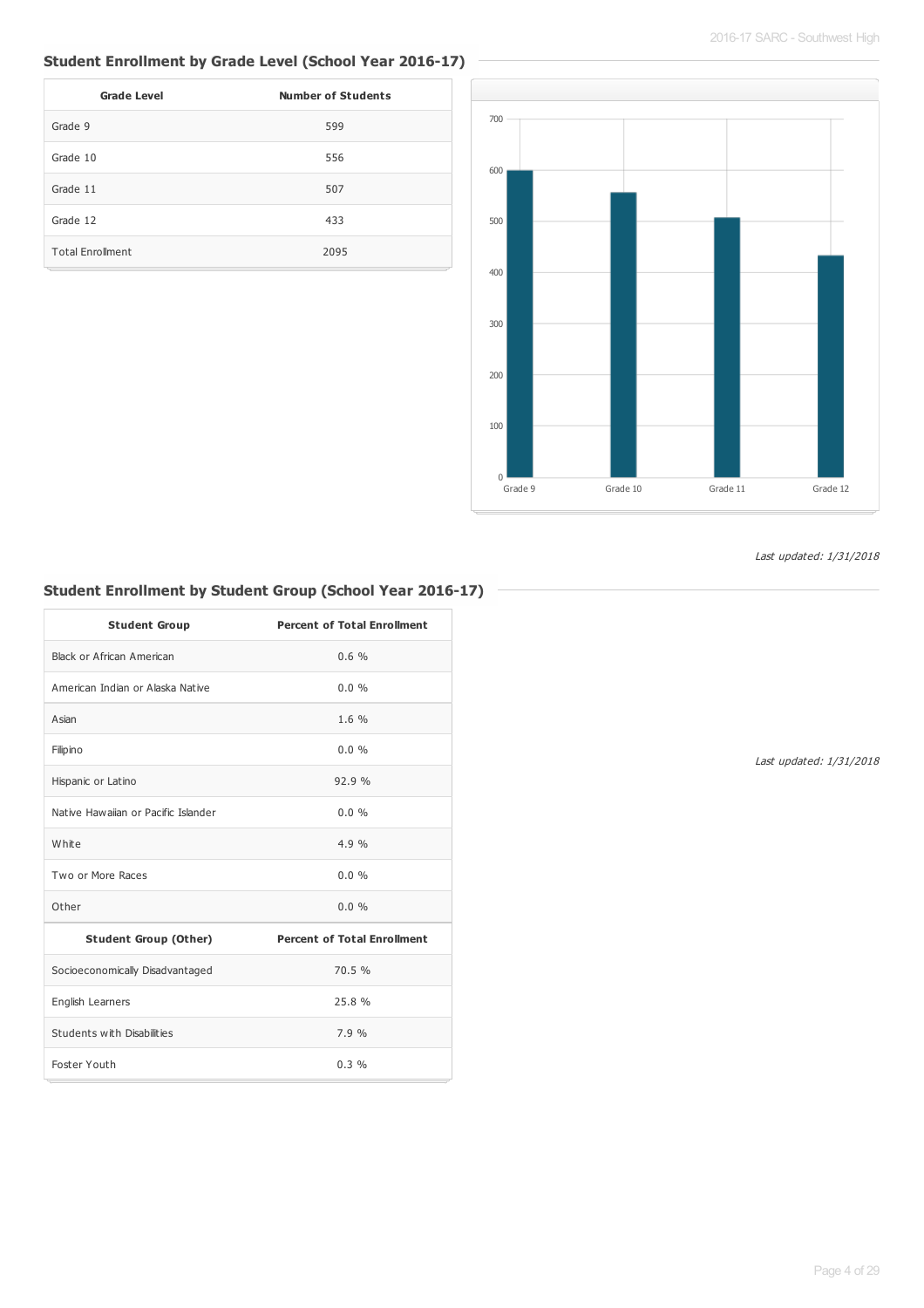## Student Enrollment by Grade Level (School Year 2016-17)

| Grade Level | Number of Students |
|---|---|
| Grade 9 | 599 |
| Grade 10 | 556 |
| Grade 11 | 507 |
| Grade 12 | 433 |
| Total Enrollment | 2095 |

*Last updated: 1/31/2018*

## Student Enrollment by Student Group (School Year 2016-17)

| Student Group | Percent of Total Enrollment |
|---|---|
| Black or African American | 0.6 % |
| American Indian or Alaska Native | 0.0 % |
| Asian | 1.6 % |
| Filipino | 0.0 % |
| Hispanic or Latino | 92.9 % |
| Native Hawaiian or Pacific Islander | 0.0 % |
| White | 4.9 % |
| Two or More Races | 0.0 % |
| Other | 0.0 % |
| **Student Group (Other)** | **Percent of Total Enrollment** |
| Socioeconomically Disadvantaged | 70.5 % |
| English Learners | 25.8 % |
| Students with Disabilities | 7.9 % |
| Foster Youth | 0.3 % |

*Last updated: 1/31/2018*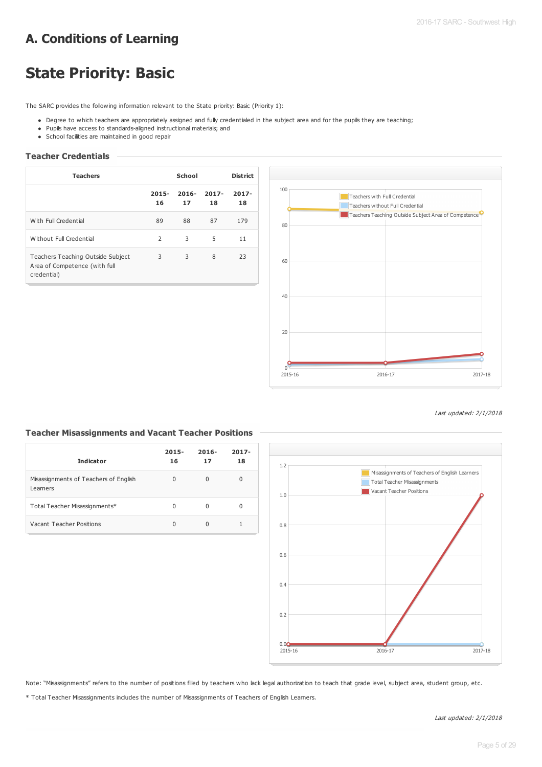# A. Conditions of Learning

# State Priority: Basic

The SARC provides the following information relevant to the State priority: Basic (Priority 1):

- Degree to which teachers are appropriately assigned and fully credentialed in the subject area and for the pupils they are teaching;
- Pupils have access to standards-aligned instructional materials; and
- School facilities are maintained in good repair

### Teacher Credentials

| Teachers | School | | | District |
|---|---|---|---|---|
| | 2015-16 | 2016-17 | 2017-18 | 2017-18 |
| With Full Credential | 89 | 88 | 87 | 179 |
| Without Full Credential | 2 | 3 | 5 | 11 |
| Teachers Teaching Outside Subject Area of Competence (with full credential) | 3 | 3 | 8 | 23 |

*Last updated: 2/1/2018*

### Teacher Misassignments and Vacant Teacher Positions

| Indicator | 2015-16 | 2016-17 | 2017-18 |
|---|---|---|---|
| Misassignments of Teachers of English Learners | 0 | 0 | 0 |
| Total Teacher Misassignments* | 0 | 0 | 0 |
| Vacant Teacher Positions | 0 | 0 | 1 |

Note: "Misassignments" refers to the number of positions filled by teachers who lack legal authorization to teach that grade level, subject area, student group, etc.

* Total Teacher Misassignments includes the number of Misassignments of Teachers of English Learners.

*Last updated: 2/1/2018*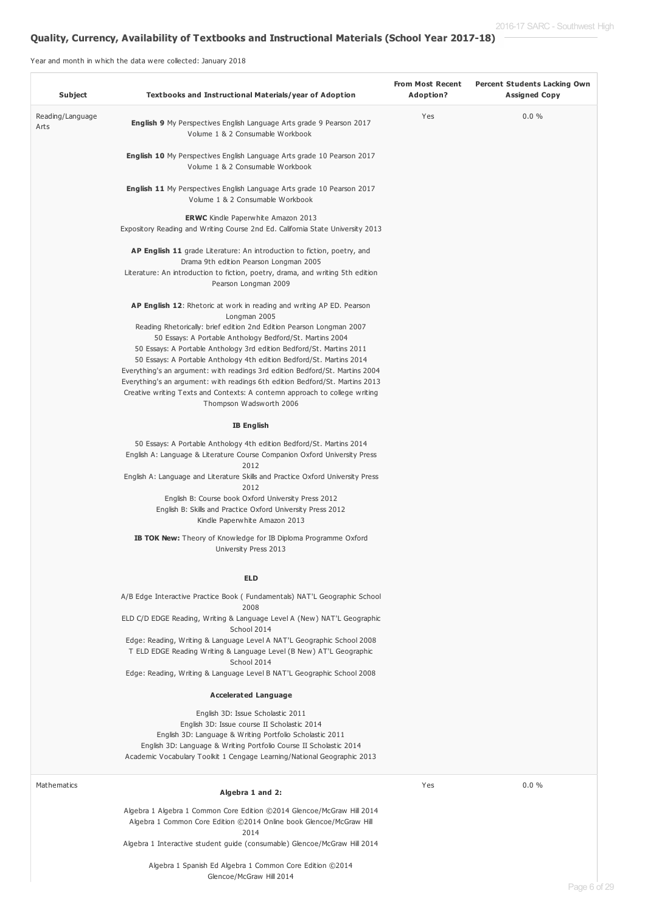## Quality, Currency, Availability of Textbooks and Instructional Materials (School Year 2017-18)

Year and month in which the data were collected: January 2018

| Subject | Textbooks and Instructional Materials/year of Adoption | From Most Recent Adoption? | Percent Students Lacking Own Assigned Copy |
|---|---|---|---|
| Reading/Language Arts | **English 9** My Perspectives English Language Arts grade 9 Pearson 2017 Volume 1 & 2 Consumable Workbook<br><br>**English 10** My Perspectives English Language Arts grade 10 Pearson 2017 Volume 1 & 2 Consumable Workbook<br><br>**English 11** My Perspectives English Language Arts grade 10 Pearson 2017 Volume 1 & 2 Consumable Workbook<br><br>**ERWC** Kindle Paperwhite Amazon 2013<br>Expository Reading and Writing Course 2nd Ed. California State University 2013<br><br>**AP English 11** grade Literature: An introduction to fiction, poetry, and Drama 9th edition Pearson Longman 2005<br>Literature: An introduction to fiction, poetry, drama, and writing 5th edition Pearson Longman 2009<br><br>**AP English 12**: Rhetoric at work in reading and writing AP ED. Pearson Longman 2005<br>Reading Rhetorically: brief edition 2nd Edition Pearson Longman 2007<br>50 Essays: A Portable Anthology Bedford/St. Martins 2004<br>50 Essays: A Portable Anthology 3rd edition Bedford/St. Martins 2011<br>50 Essays: A Portable Anthology 4th edition Bedford/St. Martins 2014<br>Everything's an argument: with readings 3rd edition Bedford/St. Martins 2004<br>Everything's an argument: with readings 6th edition Bedford/St. Martins 2013<br>Creative writing Texts and Contexts: A contemn approach to college writing Thompson Wadsworth 2006<br><br>**IB English**<br><br>50 Essays: A Portable Anthology 4th edition Bedford/St. Martins 2014<br>English A: Language & Literature Course Companion Oxford University Press 2012<br>English A: Language and Literature Skills and Practice Oxford University Press 2012<br>English B: Course book Oxford University Press 2012<br>English B: Skills and Practice Oxford University Press 2012<br>Kindle Paperwhite Amazon 2013<br><br>**IB TOK New:** Theory of Knowledge for IB Diploma Programme Oxford University Press 2013<br><br>**ELD**<br><br>A/B Edge Interactive Practice Book ( Fundamentals) NAT'L Geographic School 2008<br>ELD C/D EDGE Reading, Writing & Language Level A (New) NAT'L Geographic School 2014<br>Edge: Reading, Writing & Language Level A NAT'L Geographic School 2008<br>T ELD EDGE Reading Writing & Language Level (B New) AT'L Geographic School 2014<br>Edge: Reading, Writing & Language Level B NAT'L Geographic School 2008<br><br>**Accelerated Language**<br><br>English 3D: Issue Scholastic 2011<br>English 3D: Issue course II Scholastic 2014<br>English 3D: Language & Writing Portfolio Scholastic 2011<br>English 3D: Language & Writing Portfolio Course II Scholastic 2014<br>Academic Vocabulary Toolkit 1 Cengage Learning/National Geographic 2013 | Yes | 0.0 % |
| Mathematics | **Algebra 1 and 2:**<br><br>Algebra 1 Algebra 1 Common Core Edition ©2014 Glencoe/McGraw Hill 2014<br>Algebra 1 Common Core Edition ©2014 Online book Glencoe/McGraw Hill 2014<br>Algebra 1 Interactive student guide (consumable) Glencoe/McGraw Hill 2014<br><br>Algebra 1 Spanish Ed Algebra 1 Common Core Edition ©2014 Glencoe/McGraw Hill 2014 | Yes | 0.0 % |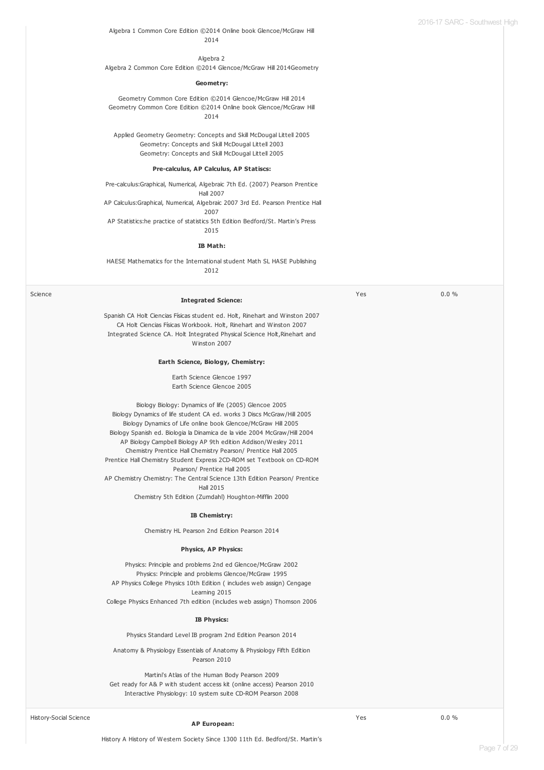| | | | |
|---|---|---|---|
| | Algebra 1 Common Core Edition ©2014 Online book Glencoe/McGraw Hill 2014<br><br>Algebra 2<br>Algebra 2 Common Core Edition ©2014 Glencoe/McGraw Hill 2014Geometry<br><br>**Geometry:**<br><br>Geometry Common Core Edition ©2014 Glencoe/McGraw Hill 2014<br>Geometry Common Core Edition ©2014 Online book Glencoe/McGraw Hill 2014<br><br>Applied Geometry Geometry: Concepts and Skill McDougal Littell 2005<br>Geometry: Concepts and Skill McDougal Littell 2003<br>Geometry: Concepts and Skill McDougal Littell 2005<br><br>**Pre-calculus, AP Calculus, AP Statiscs:**<br><br>Pre-calculus:Graphical, Numerical, Algebraic 7th Ed. (2007) Pearson Prentice Hall 2007<br>AP Calculus:Graphical, Numerical, Algebraic 2007 3rd Ed. Pearson Prentice Hall 2007<br>AP Statistics:he practice of statistics 5th Edition Bedford/St. Martin's Press 2015<br><br>**IB Math:**<br><br>HAESE Mathematics for the International student Math SL HASE Publishing 2012 | | |
| Science | **Integrated Science:**<br><br>Spanish CA Holt Ciencias Físicas student ed. Holt, Rinehart and Winston 2007<br>CA Holt Ciencias Físicas Workbook. Holt, Rinehart and Winston 2007<br>Integrated Science CA. Holt Integrated Physical Science Holt,Rinehart and Winston 2007<br><br>**Earth Science, Biology, Chemistry:**<br><br>Earth Science Glencoe 1997<br>Earth Science Glencoe 2005<br><br>Biology Biology: Dynamics of life (2005) Glencoe 2005<br>Biology Dynamics of life student CA ed. works 3 Discs McGraw/Hill 2005<br>Biology Dynamics of Life online book Glencoe/McGraw Hill 2005<br>Biology Spanish ed. Biologia la Dinamica de la vide 2004 McGraw/Hill 2004<br>AP Biology Campbell Biology AP 9th edition Addison/Wesley 2011<br>Chemistry Prentice Hall Chemistry Pearson/ Prentice Hall 2005<br>Prentice Hall Chemistry Student Express 2CD-ROM set Textbook on CD-ROM Pearson/ Prentice Hall 2005<br>AP Chemistry Chemistry: The Central Science 13th Edition Pearson/ Prentice Hall 2015<br>Chemistry 5th Edition (Zumdahl) Houghton-Mifflin 2000<br><br>**IB Chemistry:**<br><br>Chemistry HL Pearson 2nd Edition Pearson 2014<br><br>**Physics, AP Physics:**<br><br>Physics: Principle and problems 2nd ed Glencoe/McGraw 2002<br>Physics: Principle and problems Glencoe/McGraw 1995<br>AP Physics College Physics 10th Edition ( includes web assign) Cengage Learning 2015<br>College Physics Enhanced 7th edition (includes web assign) Thomson 2006<br><br>**IB Physics:**<br><br>Physics Standard Level IB program 2nd Edition Pearson 2014<br><br>Anatomy & Physiology Essentials of Anatomy & Physiology Fifth Edition Pearson 2010<br><br>Martini's Atlas of the Human Body Pearson 2009<br>Get ready for A& P with student access kit (online access) Pearson 2010<br>Interactive Physiology: 10 system suite CD-ROM Pearson 2008 | Yes | 0.0 % |
| History-Social Science | **AP European:**<br><br>History A History of Western Society Since 1300 11th Ed. Bedford/St. Martin's | Yes | 0.0 % |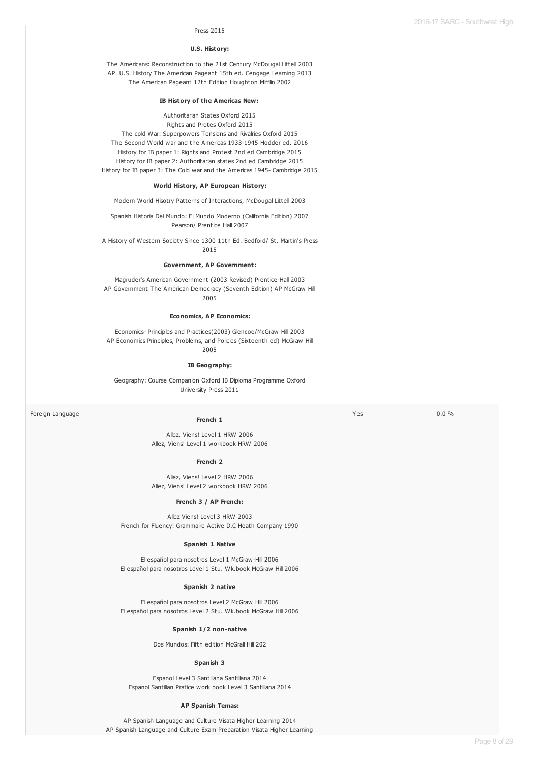Press 2015

**U.S. History:**

The Americans: Reconstruction to the 21st Century McDougal Littell 2003
AP. U.S. History The American Pageant 15th ed. Cengage Learning 2013
The American Pageant 12th Edition Houghton Mifflin 2002

**IB History of the Americas New:**

Authoritarian States Oxford 2015
Rights and Protes Oxford 2015
The cold War: Superpowers Tensions and Rivalries Oxford 2015
The Second World war and the Americas 1933-1945 Hodder ed. 2016
History for IB paper 1: Rights and Protest 2nd ed Cambridge 2015
History for IB paper 2: Authoritarian states 2nd ed Cambridge 2015
History for IB paper 3: The Cold war and the Americas 1945- Cambridge 2015

**World History, AP European History:**

Modern World Hisotry Patterns of Interactions, McDougal Littell 2003

Spanish Historia Del Mundo: El Mundo Moderno (California Edition) 2007 Pearson/ Prentice Hall 2007

A History of Western Society Since 1300 11th Ed. Bedford/ St. Martin's Press 2015

**Government, AP Government:**

Magruder's American Government (2003 Revised) Prentice Hall 2003
AP Government The American Democracy (Seventh Edition) AP McGraw Hill 2005

**Economics, AP Economics:**

Economics- Principles and Practices(2003) Glencoe/McGraw Hill 2003
AP Economics Principles, Problems, and Policies (Sixteenth ed) McGraw Hill 2005

**IB Geography:**

Geography: Course Companion Oxford IB Diploma Programme Oxford University Press 2011

| Foreign Language | | Yes | 0.0 % |
|---|---|---|---|

**French 1**

Allez, Viens! Level 1 HRW 2006
Allez, Viens! Level 1 workbook HRW 2006

**French 2**

Allez, Viens! Level 2 HRW 2006
Allez, Viens! Level 2 workbook HRW 2006

**French 3 / AP French:**

Allez Viens! Level 3 HRW 2003
French for Fluency: Grammaire Active D.C Heath Company 1990

**Spanish 1 Native**

El español para nosotros Level 1 McGraw-Hill 2006
El español para nosotros Level 1 Stu. Wk.book McGraw Hill 2006

**Spanish 2 native**

El español para nosotros Level 2 McGraw Hill 2006
El español para nosotros Level 2 Stu. Wk.book McGraw Hill 2006

**Spanish 1/2 non-native**

Dos Mundos: Fifth edition McGrall Hill 202

**Spanish 3**

Espanol Level 3 Santillana Santillana 2014
Espanol Santillan Pratice work book Level 3 Santillana 2014

**AP Spanish Temas:**

AP Spanish Language and Culture Visata Higher Learning 2014
AP Spanish Language and Culture Exam Preparation Visata Higher Learning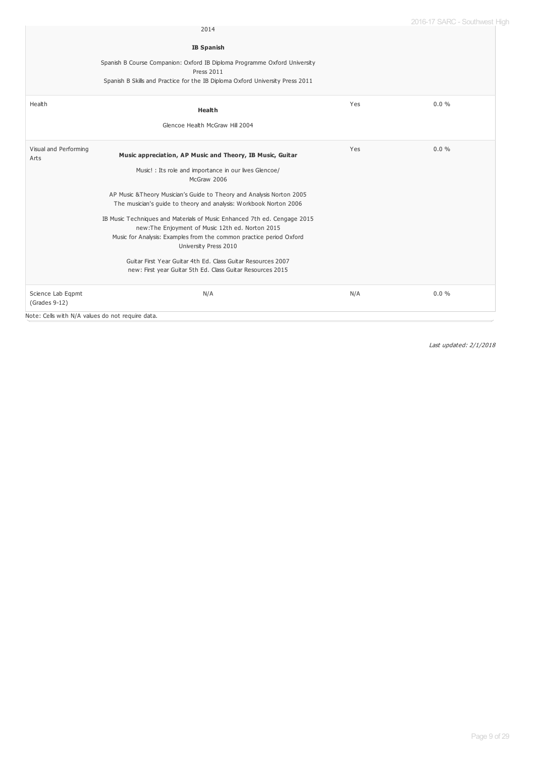| | | | |
|---|---|---|---|
| | 2014 | | |
| | **IB Spanish**<br>Spanish B Course Companion: Oxford IB Diploma Programme Oxford University Press 2011<br>Spanish B Skills and Practice for the IB Diploma Oxford University Press 2011 | | |
| Health | **Health**<br>Glencoe Health McGraw Hill 2004 | Yes | 0.0 % |
| Visual and Performing Arts | **Music appreciation, AP Music and Theory, IB Music, Guitar**<br>Music! : Its role and importance in our lives Glencoe/ McGraw 2006<br>AP Music &Theory Musician's Guide to Theory and Analysis Norton 2005<br>The musician's guide to theory and analysis: Workbook Norton 2006<br>IB Music Techniques and Materials of Music Enhanced 7th ed. Cengage 2015<br>new:The Enjoyment of Music 12th ed. Norton 2015<br>Music for Analysis: Examples from the common practice period Oxford University Press 2010<br>Guitar First Year Guitar 4th Ed. Class Guitar Resources 2007<br>new: First year Guitar 5th Ed. Class Guitar Resources 2015 | Yes | 0.0 % |
| Science Lab Eqpmt (Grades 9-12) | N/A | N/A | 0.0 % |

Note: Cells with N/A values do not require data.

*Last updated: 2/1/2018*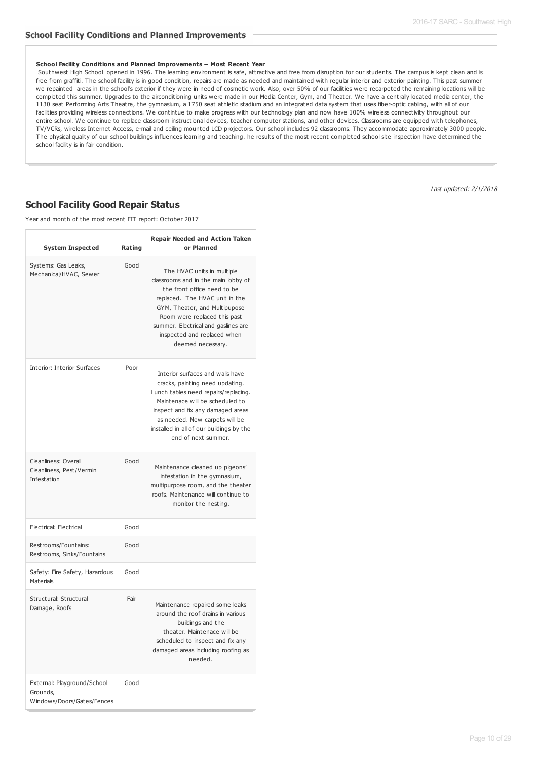## School Facility Conditions and Planned Improvements

**School Facility Conditions and Planned Improvements – Most Recent Year**

Southwest High School opened in 1996. The learning environment is safe, attractive and free from disruption for our students. The campus is kept clean and is free from graffiti. The school facility is in good condition, repairs are made as needed and maintained with regular interior and exterior painting. This past summer we repainted areas in the school's exterior if they were in need of cosmetic work. Also, over 50% of our facilities were recarpeted the remaining locations will be completed this summer. Upgrades to the airconditioning units were made in our Media Center, Gym, and Theater. We have a centrally located media center, the 1130 seat Performing Arts Theatre, the gymnasium, a 1750 seat athletic stadium and an integrated data system that uses fiber-optic cabling, with all of our facilities providing wireless connections. We contintue to make progress with our technology plan and now have 100% wireless connectivity throughout our entire school. We continue to replace classroom instructional devices, teacher computer stations, and other devices. Classrooms are equipped with telephones, TV/VCRs, wireless Internet Access, e-mail and ceiling mounted LCD projectors. Our school includes 92 classrooms. They accommodate approximately 3000 people. The physical quality of our school buildings influences learning and teaching. he results of the most recent completed school site inspection have determined the school facility is in fair condition.

*Last updated: 2/1/2018*

## School Facility Good Repair Status

Year and month of the most recent FIT report: October 2017

| System Inspected | Rating | Repair Needed and Action Taken or Planned |
|---|---|---|
| Systems: Gas Leaks, Mechanical/HVAC, Sewer | Good | The HVAC units in multiple classrooms and in the main lobby of the front office need to be replaced. The HVAC unit in the GYM, Theater, and Multipupose Room were replaced this past summer. Electrical and gaslines are inspected and replaced when deemed necessary. |
| Interior: Interior Surfaces | Poor | Interior surfaces and walls have cracks, painting need updating. Lunch tables need repairs/replacing. Maintenace will be scheduled to inspect and fix any damaged areas as needed. New carpets will be installed in all of our buildings by the end of next summer. |
| Cleanliness: Overall Cleanliness, Pest/Vermin Infestation | Good | Maintenance cleaned up pigeons' infestation in the gymnasium, multipurpose room, and the theater roofs. Maintenance will continue to monitor the nesting. |
| Electrical: Electrical | Good | |
| Restrooms/Fountains: Restrooms, Sinks/Fountains | Good | |
| Safety: Fire Safety, Hazardous Materials | Good | |
| Structural: Structural Damage, Roofs | Fair | Maintenance repaired some leaks around the roof drains in various buildings and the theater. Maintenace will be scheduled to inspect and fix any damaged areas including roofing as needed. |
| External: Playground/School Grounds, Windows/Doors/Gates/Fences | Good | |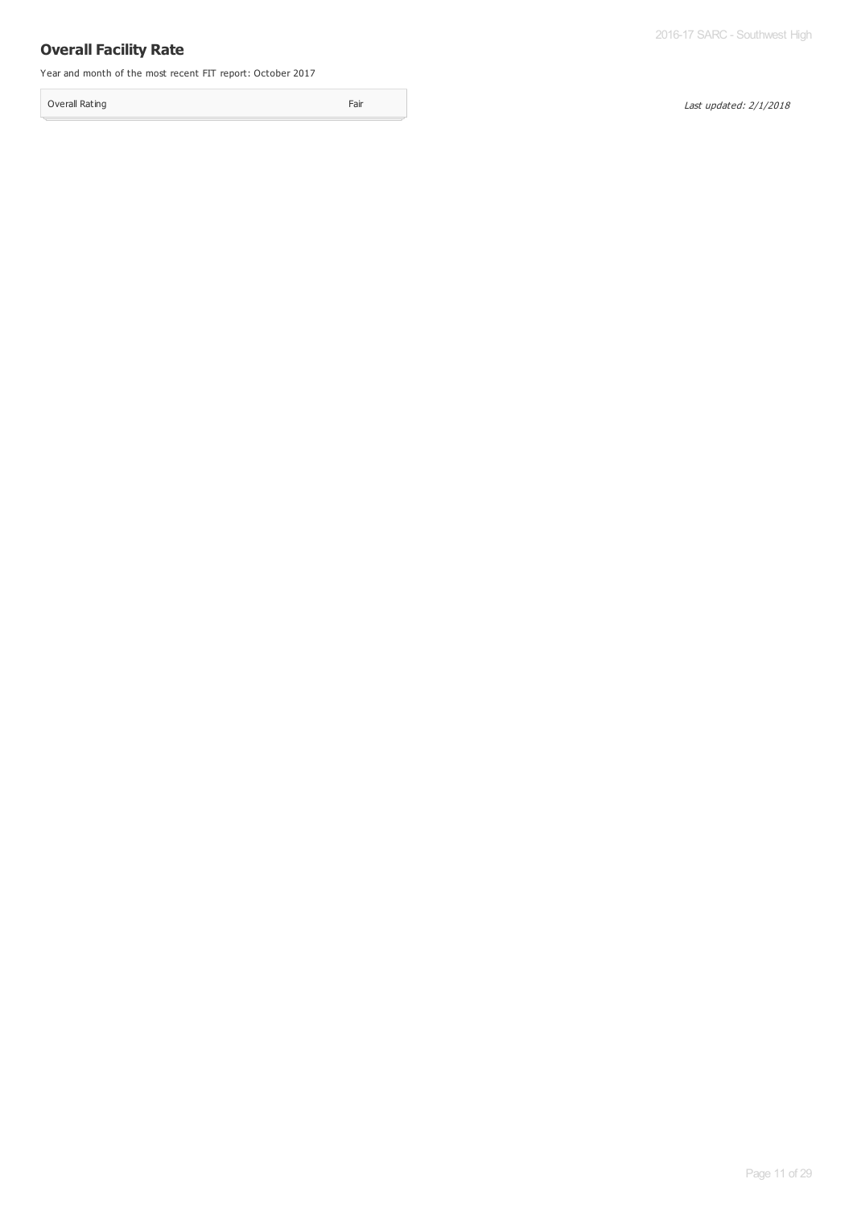## Overall Facility Rate

Year and month of the most recent FIT report: October 2017

| Overall Rating | Fair |
|---|---|

*Last updated: 2/1/2018*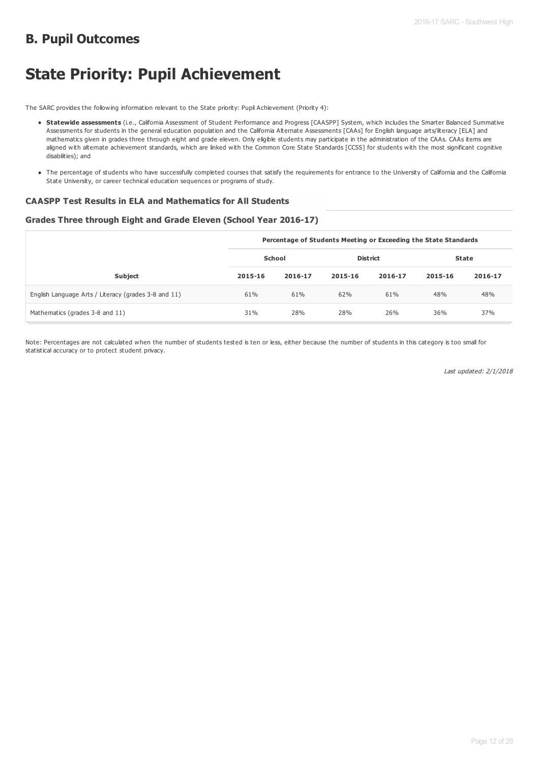## B. Pupil Outcomes

# State Priority: Pupil Achievement

The SARC provides the following information relevant to the State priority: Pupil Achievement (Priority 4):

- **Statewide assessments** (i.e., California Assessment of Student Performance and Progress [CAASPP] System, which includes the Smarter Balanced Summative Assessments for students in the general education population and the California Alternate Assessments [CAAs] for English language arts/literacy [ELA] and mathematics given in grades three through eight and grade eleven. Only eligible students may participate in the administration of the CAAs. CAAs items are aligned with alternate achievement standards, which are linked with the Common Core State Standards [CCSS] for students with the most significant cognitive disabilities); and
- The percentage of students who have successfully completed courses that satisfy the requirements for entrance to the University of California and the California State University, or career technical education sequences or programs of study.

### CAASPP Test Results in ELA and Mathematics for All Students

### Grades Three through Eight and Grade Eleven (School Year 2016-17)

| | Percentage of Students Meeting or Exceeding the State Standards | | | | | |
|---|---|---|---|---|---|---|
| | School | | District | | State | |
| Subject | 2015-16 | 2016-17 | 2015-16 | 2016-17 | 2015-16 | 2016-17 |
| English Language Arts / Literacy (grades 3-8 and 11) | 61% | 61% | 62% | 61% | 48% | 48% |
| Mathematics (grades 3-8 and 11) | 31% | 28% | 28% | 26% | 36% | 37% |

Note: Percentages are not calculated when the number of students tested is ten or less, either because the number of students in this category is too small for statistical accuracy or to protect student privacy.

*Last updated: 2/1/2018*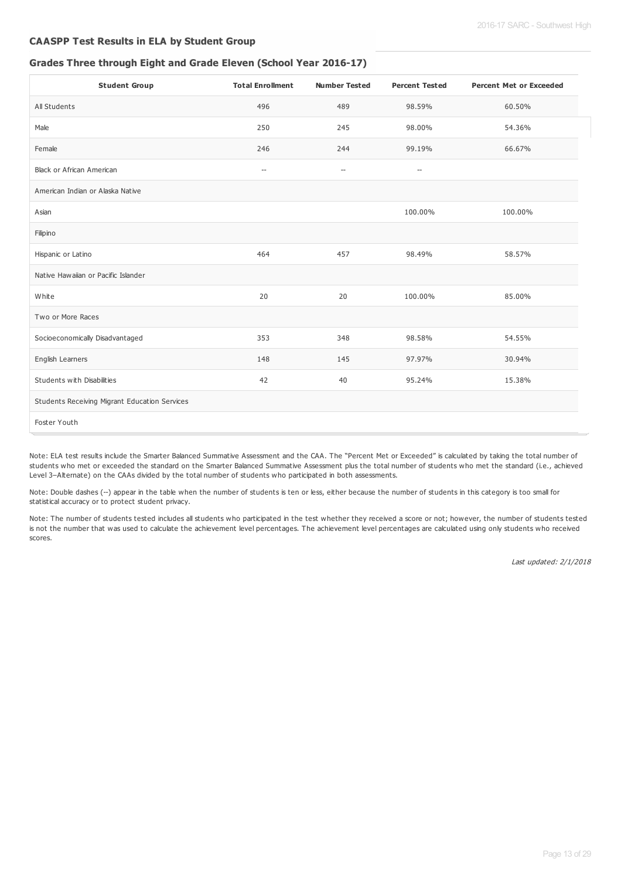### CAASPP Test Results in ELA by Student Group

### Grades Three through Eight and Grade Eleven (School Year 2016-17)

| Student Group | Total Enrollment | Number Tested | Percent Tested | Percent Met or Exceeded |
|---|---|---|---|---|
| All Students | 496 | 489 | 98.59% | 60.50% |
| Male | 250 | 245 | 98.00% | 54.36% |
| Female | 246 | 244 | 99.19% | 66.67% |
| Black or African American | -- | -- | -- | |
| American Indian or Alaska Native | | | | |
| Asian | | | 100.00% | 100.00% |
| Filipino | | | | |
| Hispanic or Latino | 464 | 457 | 98.49% | 58.57% |
| Native Hawaiian or Pacific Islander | | | | |
| White | 20 | 20 | 100.00% | 85.00% |
| Two or More Races | | | | |
| Socioeconomically Disadvantaged | 353 | 348 | 98.58% | 54.55% |
| English Learners | 148 | 145 | 97.97% | 30.94% |
| Students with Disabilities | 42 | 40 | 95.24% | 15.38% |
| Students Receiving Migrant Education Services | | | | |
| Foster Youth | | | | |

Note: ELA test results include the Smarter Balanced Summative Assessment and the CAA. The "Percent Met or Exceeded" is calculated by taking the total number of students who met or exceeded the standard on the Smarter Balanced Summative Assessment plus the total number of students who met the standard (i.e., achieved Level 3–Alternate) on the CAAs divided by the total number of students who participated in both assessments.

Note: Double dashes (--) appear in the table when the number of students is ten or less, either because the number of students in this category is too small for statistical accuracy or to protect student privacy.

Note: The number of students tested includes all students who participated in the test whether they received a score or not; however, the number of students tested is not the number that was used to calculate the achievement level percentages. The achievement level percentages are calculated using only students who received scores.

*Last updated: 2/1/2018*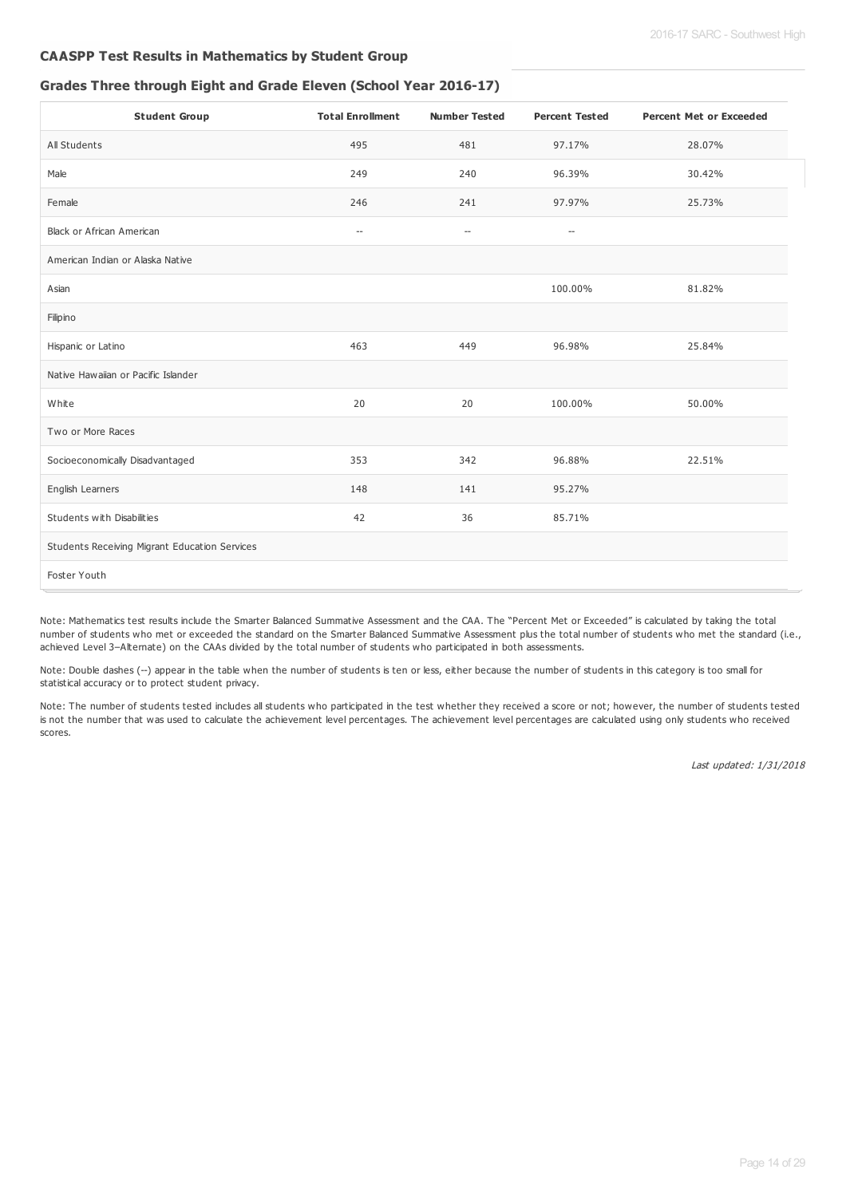## CAASPP Test Results in Mathematics by Student Group

### Grades Three through Eight and Grade Eleven (School Year 2016-17)

| Student Group | Total Enrollment | Number Tested | Percent Tested | Percent Met or Exceeded |
|---|---|---|---|---|
| All Students | 495 | 481 | 97.17% | 28.07% |
| Male | 249 | 240 | 96.39% | 30.42% |
| Female | 246 | 241 | 97.97% | 25.73% |
| Black or African American | -- | -- | -- | |
| American Indian or Alaska Native | | | | |
| Asian | | | 100.00% | 81.82% |
| Filipino | | | | |
| Hispanic or Latino | 463 | 449 | 96.98% | 25.84% |
| Native Hawaiian or Pacific Islander | | | | |
| White | 20 | 20 | 100.00% | 50.00% |
| Two or More Races | | | | |
| Socioeconomically Disadvantaged | 353 | 342 | 96.88% | 22.51% |
| English Learners | 148 | 141 | 95.27% | |
| Students with Disabilities | 42 | 36 | 85.71% | |
| Students Receiving Migrant Education Services | | | | |
| Foster Youth | | | | |

Note: Mathematics test results include the Smarter Balanced Summative Assessment and the CAA. The "Percent Met or Exceeded" is calculated by taking the total number of students who met or exceeded the standard on the Smarter Balanced Summative Assessment plus the total number of students who met the standard (i.e., achieved Level 3–Alternate) on the CAAs divided by the total number of students who participated in both assessments.

Note: Double dashes (--) appear in the table when the number of students is ten or less, either because the number of students in this category is too small for statistical accuracy or to protect student privacy.

Note: The number of students tested includes all students who participated in the test whether they received a score or not; however, the number of students tested is not the number that was used to calculate the achievement level percentages. The achievement level percentages are calculated using only students who received scores.

*Last updated: 1/31/2018*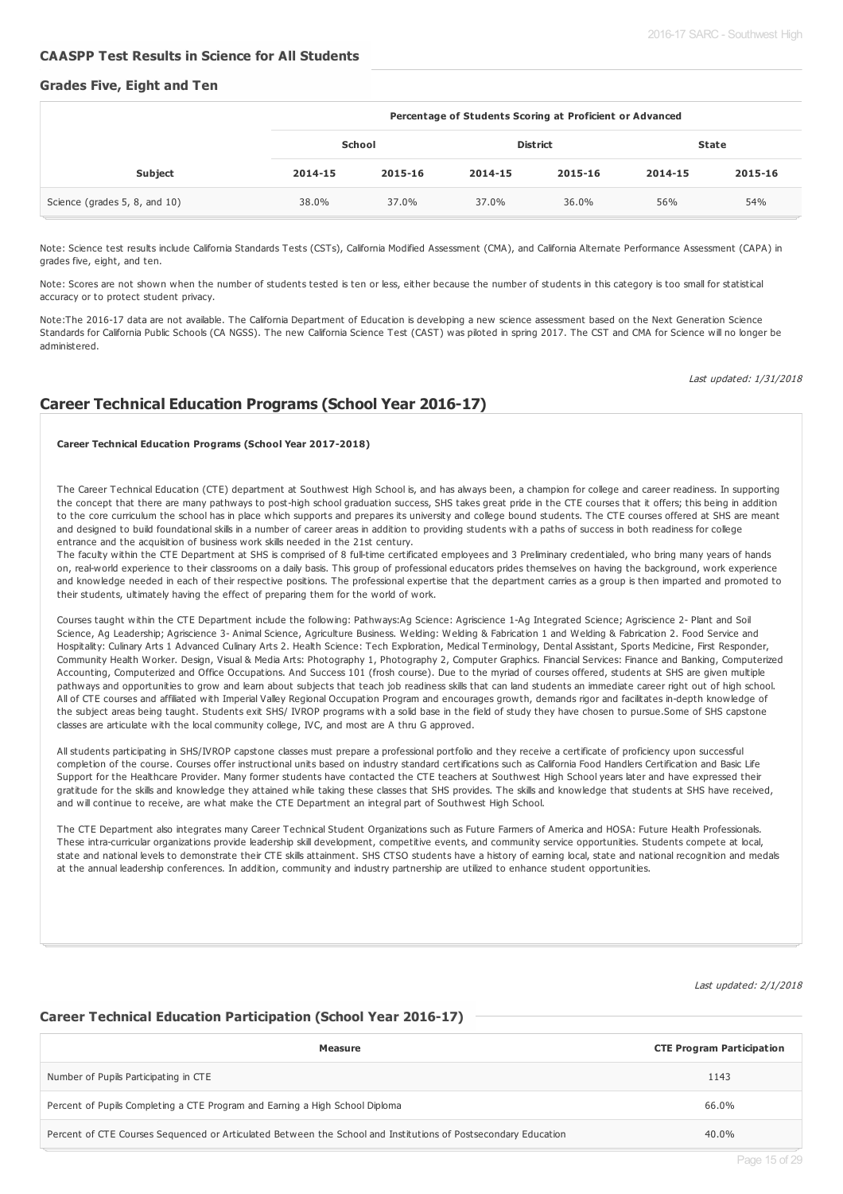### CAASPP Test Results in Science for All Students

#### Grades Five, Eight and Ten

| | Percentage of Students Scoring at Proficient or Advanced | | | | | |
|---|---|---|---|---|---|---|
| | School | | District | | State | |
| Subject | 2014-15 | 2015-16 | 2014-15 | 2015-16 | 2014-15 | 2015-16 |
| Science (grades 5, 8, and 10) | 38.0% | 37.0% | 37.0% | 36.0% | 56% | 54% |

Note: Science test results include California Standards Tests (CSTs), California Modified Assessment (CMA), and California Alternate Performance Assessment (CAPA) in grades five, eight, and ten.

Note: Scores are not shown when the number of students tested is ten or less, either because the number of students in this category is too small for statistical accuracy or to protect student privacy.

Note:The 2016-17 data are not available. The California Department of Education is developing a new science assessment based on the Next Generation Science Standards for California Public Schools (CA NGSS). The new California Science Test (CAST) was piloted in spring 2017. The CST and CMA for Science will no longer be administered.

*Last updated: 1/31/2018*

## Career Technical Education Programs (School Year 2016-17)

**Career Technical Education Programs (School Year 2017-2018)**

The Career Technical Education (CTE) department at Southwest High School is, and has always been, a champion for college and career readiness. In supporting the concept that there are many pathways to post-high school graduation success, SHS takes great pride in the CTE courses that it offers; this being in addition to the core curriculum the school has in place which supports and prepares its university and college bound students. The CTE courses offered at SHS are meant and designed to build foundational skills in a number of career areas in addition to providing students with a paths of success in both readiness for college entrance and the acquisition of business work skills needed in the 21st century.
The faculty within the CTE Department at SHS is comprised of 8 full-time certificated employees and 3 Preliminary credentialed, who bring many years of hands on, real-world experience to their classrooms on a daily basis. This group of professional educators prides themselves on having the background, work experience and knowledge needed in each of their respective positions. The professional expertise that the department carries as a group is then imparted and promoted to their students, ultimately having the effect of preparing them for the world of work.

Courses taught within the CTE Department include the following: Pathways:Ag Science: Agriscience 1-Ag Integrated Science; Agriscience 2- Plant and Soil Science, Ag Leadership; Agriscience 3- Animal Science, Agriculture Business. Welding: Welding & Fabrication 1 and Welding & Fabrication 2. Food Service and Hospitality: Culinary Arts 1 Advanced Culinary Arts 2. Health Science: Tech Exploration, Medical Terminology, Dental Assistant, Sports Medicine, First Responder, Community Health Worker. Design, Visual & Media Arts: Photography 1, Photography 2, Computer Graphics. Financial Services: Finance and Banking, Computerized Accounting, Computerized and Office Occupations. And Success 101 (frosh course). Due to the myriad of courses offered, students at SHS are given multiple pathways and opportunities to grow and learn about subjects that teach job readiness skills that can land students an immediate career right out of high school. All of CTE courses and affiliated with Imperial Valley Regional Occupation Program and encourages growth, demands rigor and facilitates in-depth knowledge of the subject areas being taught. Students exit SHS/ IVROP programs with a solid base in the field of study they have chosen to pursue.Some of SHS capstone classes are articulate with the local community college, IVC, and most are A thru G approved.

All students participating in SHS/IVROP capstone classes must prepare a professional portfolio and they receive a certificate of proficiency upon successful completion of the course. Courses offer instructional units based on industry standard certifications such as California Food Handlers Certification and Basic Life Support for the Healthcare Provider. Many former students have contacted the CTE teachers at Southwest High School years later and have expressed their gratitude for the skills and knowledge they attained while taking these classes that SHS provides. The skills and knowledge that students at SHS have received, and will continue to receive, are what make the CTE Department an integral part of Southwest High School.

The CTE Department also integrates many Career Technical Student Organizations such as Future Farmers of America and HOSA: Future Health Professionals. These intra-curricular organizations provide leadership skill development, competitive events, and community service opportunities. Students compete at local, state and national levels to demonstrate their CTE skills attainment. SHS CTSO students have a history of earning local, state and national recognition and medals at the annual leadership conferences. In addition, community and industry partnership are utilized to enhance student opportunities.

*Last updated: 2/1/2018*

### Career Technical Education Participation (School Year 2016-17)

| Measure | CTE Program Participation |
|---|---|
| Number of Pupils Participating in CTE | 1143 |
| Percent of Pupils Completing a CTE Program and Earning a High School Diploma | 66.0% |
| Percent of CTE Courses Sequenced or Articulated Between the School and Institutions of Postsecondary Education | 40.0% |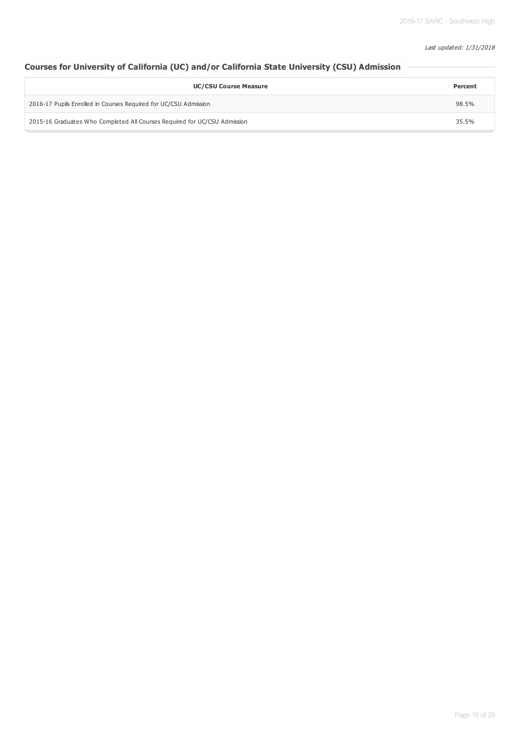*Last updated: 1/31/2018*

## Courses for University of California (UC) and/or California State University (CSU) Admission

| UC/CSU Course Measure | Percent |
| --- | --- |
| 2016-17 Pupils Enrolled in Courses Required for UC/CSU Admission | 98.5% |
| 2015-16 Graduates Who Completed All Courses Required for UC/CSU Admission | 35.5% |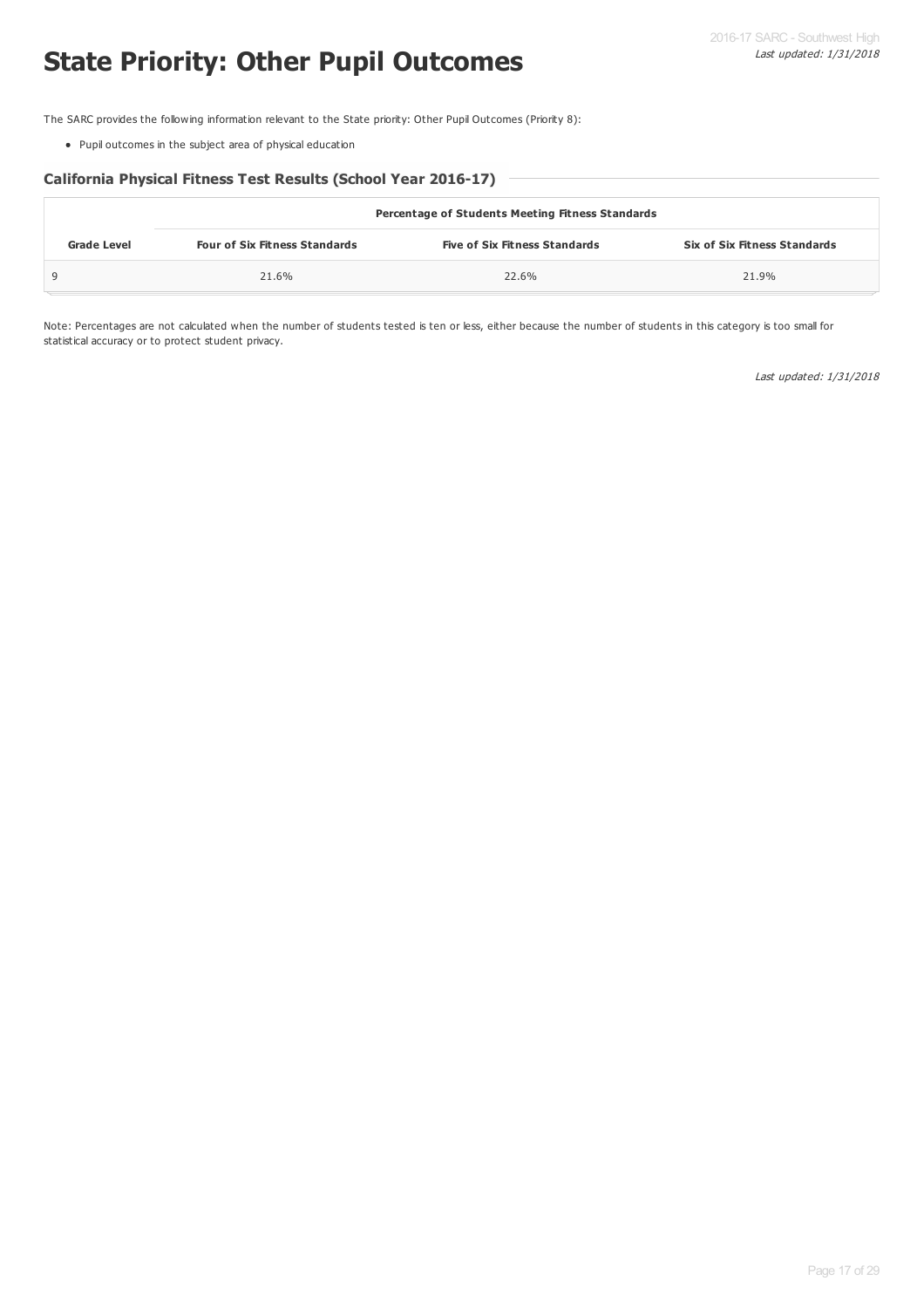# State Priority: Other Pupil Outcomes

The SARC provides the following information relevant to the State priority: Other Pupil Outcomes (Priority 8):

- Pupil outcomes in the subject area of physical education

### California Physical Fitness Test Results (School Year 2016-17)

| | Percentage of Students Meeting Fitness Standards | | |
|---|---|---|---|
| **Grade Level** | **Four of Six Fitness Standards** | **Five of Six Fitness Standards** | **Six of Six Fitness Standards** |
| 9 | 21.6% | 22.6% | 21.9% |

Note: Percentages are not calculated when the number of students tested is ten or less, either because the number of students in this category is too small for statistical accuracy or to protect student privacy.

*Last updated: 1/31/2018*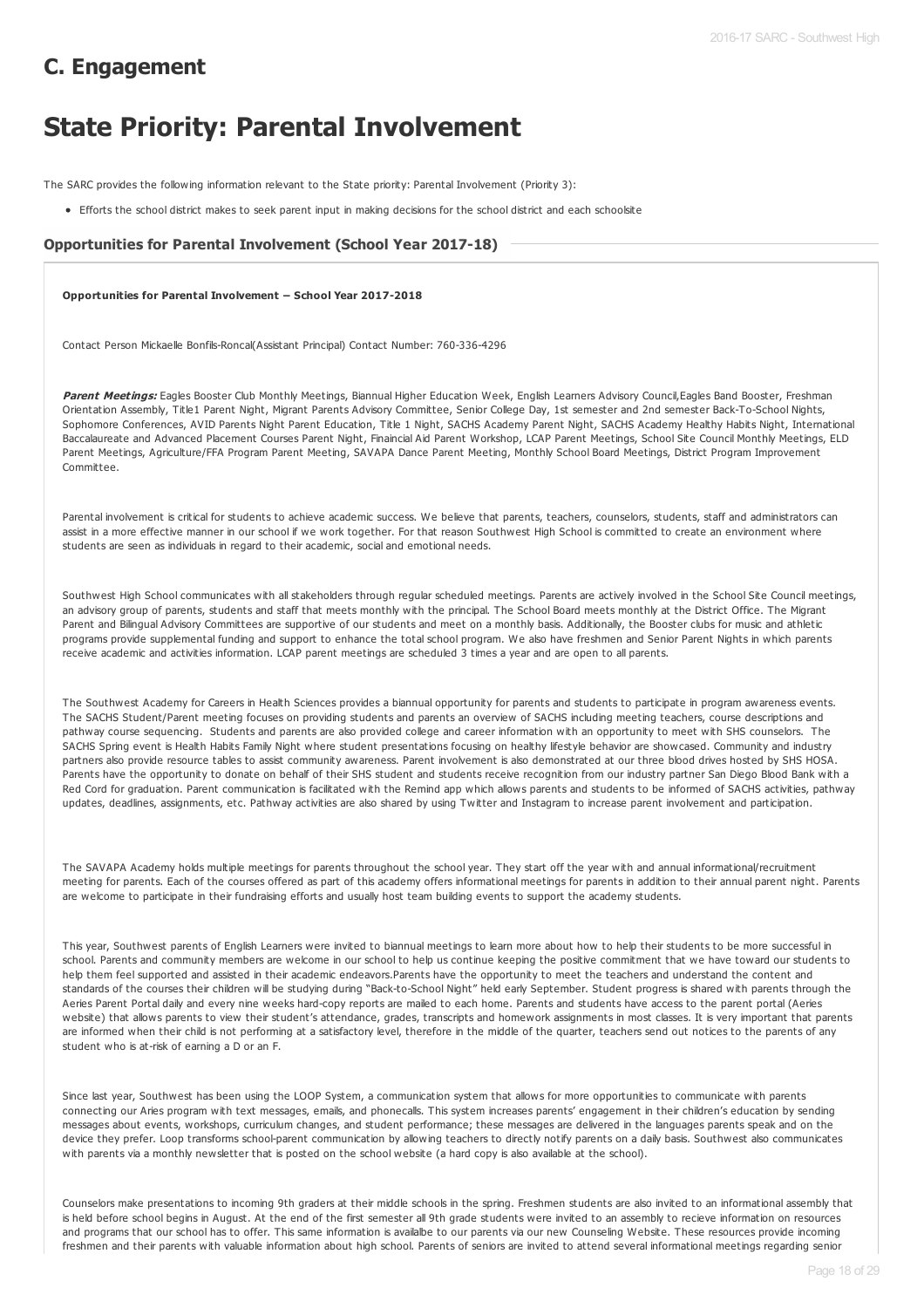## C. Engagement

# State Priority: Parental Involvement

The SARC provides the following information relevant to the State priority: Parental Involvement (Priority 3):

- Efforts the school district makes to seek parent input in making decisions for the school district and each schoolsite

### Opportunities for Parental Involvement (School Year 2017-18)

**Opportunities for Parental Involvement – School Year 2017-2018**

Contact Person Mickaelle Bonfils-Roncal(Assistant Principal) Contact Number: 760-336-4296

***Parent Meetings:*** Eagles Booster Club Monthly Meetings, Biannual Higher Education Week, English Learners Advisory Council,Eagles Band Booster, Freshman Orientation Assembly, Title1 Parent Night, Migrant Parents Advisory Committee, Senior College Day, 1st semester and 2nd semester Back-To-School Nights, Sophomore Conferences, AVID Parents Night Parent Education, Title 1 Night, SACHS Academy Parent Night, SACHS Academy Healthy Habits Night, International Baccalaureate and Advanced Placement Courses Parent Night, Finaincial Aid Parent Workshop, LCAP Parent Meetings, School Site Council Monthly Meetings, ELD Parent Meetings, Agriculture/FFA Program Parent Meeting, SAVAPA Dance Parent Meeting, Monthly School Board Meetings, District Program Improvement Committee.

Parental involvement is critical for students to achieve academic success. We believe that parents, teachers, counselors, students, staff and administrators can assist in a more effective manner in our school if we work together. For that reason Southwest High School is committed to create an environment where students are seen as individuals in regard to their academic, social and emotional needs.

Southwest High School communicates with all stakeholders through regular scheduled meetings. Parents are actively involved in the School Site Council meetings, an advisory group of parents, students and staff that meets monthly with the principal. The School Board meets monthly at the District Office. The Migrant Parent and Bilingual Advisory Committees are supportive of our students and meet on a monthly basis. Additionally, the Booster clubs for music and athletic programs provide supplemental funding and support to enhance the total school program. We also have freshmen and Senior Parent Nights in which parents receive academic and activities information. LCAP parent meetings are scheduled 3 times a year and are open to all parents.

The Southwest Academy for Careers in Health Sciences provides a biannual opportunity for parents and students to participate in program awareness events. The SACHS Student/Parent meeting focuses on providing students and parents an overview of SACHS including meeting teachers, course descriptions and pathway course sequencing. Students and parents are also provided college and career information with an opportunity to meet with SHS counselors. The SACHS Spring event is Health Habits Family Night where student presentations focusing on healthy lifestyle behavior are showcased. Community and industry partners also provide resource tables to assist community awareness. Parent involvement is also demonstrated at our three blood drives hosted by SHS HOSA. Parents have the opportunity to donate on behalf of their SHS student and students receive recognition from our industry partner San Diego Blood Bank with a Red Cord for graduation. Parent communication is facilitated with the Remind app which allows parents and students to be informed of SACHS activities, pathway updates, deadlines, assignments, etc. Pathway activities are also shared by using Twitter and Instagram to increase parent involvement and participation.

The SAVAPA Academy holds multiple meetings for parents throughout the school year. They start off the year with and annual informational/recruitment meeting for parents. Each of the courses offered as part of this academy offers informational meetings for parents in addition to their annual parent night. Parents are welcome to participate in their fundraising efforts and usually host team building events to support the academy students.

This year, Southwest parents of English Learners were invited to biannual meetings to learn more about how to help their students to be more successful in school. Parents and community members are welcome in our school to help us continue keeping the positive commitment that we have toward our students to help them feel supported and assisted in their academic endeavors.Parents have the opportunity to meet the teachers and understand the content and standards of the courses their children will be studying during "Back-to-School Night" held early September. Student progress is shared with parents through the Aeries Parent Portal daily and every nine weeks hard-copy reports are mailed to each home. Parents and students have access to the parent portal (Aeries website) that allows parents to view their student's attendance, grades, transcripts and homework assignments in most classes. It is very important that parents are informed when their child is not performing at a satisfactory level, therefore in the middle of the quarter, teachers send out notices to the parents of any student who is at-risk of earning a D or an F.

Since last year, Southwest has been using the LOOP System, a communication system that allows for more opportunities to communicate with parents connecting our Aries program with text messages, emails, and phonecalls. This system increases parents' engagement in their children's education by sending messages about events, workshops, curriculum changes, and student performance; these messages are delivered in the languages parents speak and on the device they prefer. Loop transforms school-parent communication by allowing teachers to directly notify parents on a daily basis. Southwest also communicates with parents via a monthly newsletter that is posted on the school website (a hard copy is also available at the school).

Counselors make presentations to incoming 9th graders at their middle schools in the spring. Freshmen students are also invited to an informational assembly that is held before school begins in August. At the end of the first semester all 9th grade students were invited to an assembly to recieve information on resources and programs that our school has to offer. This same information is availalbe to our parents via our new Counseling Website. These resources provide incoming freshmen and their parents with valuable information about high school. Parents of seniors are invited to attend several informational meetings regarding senior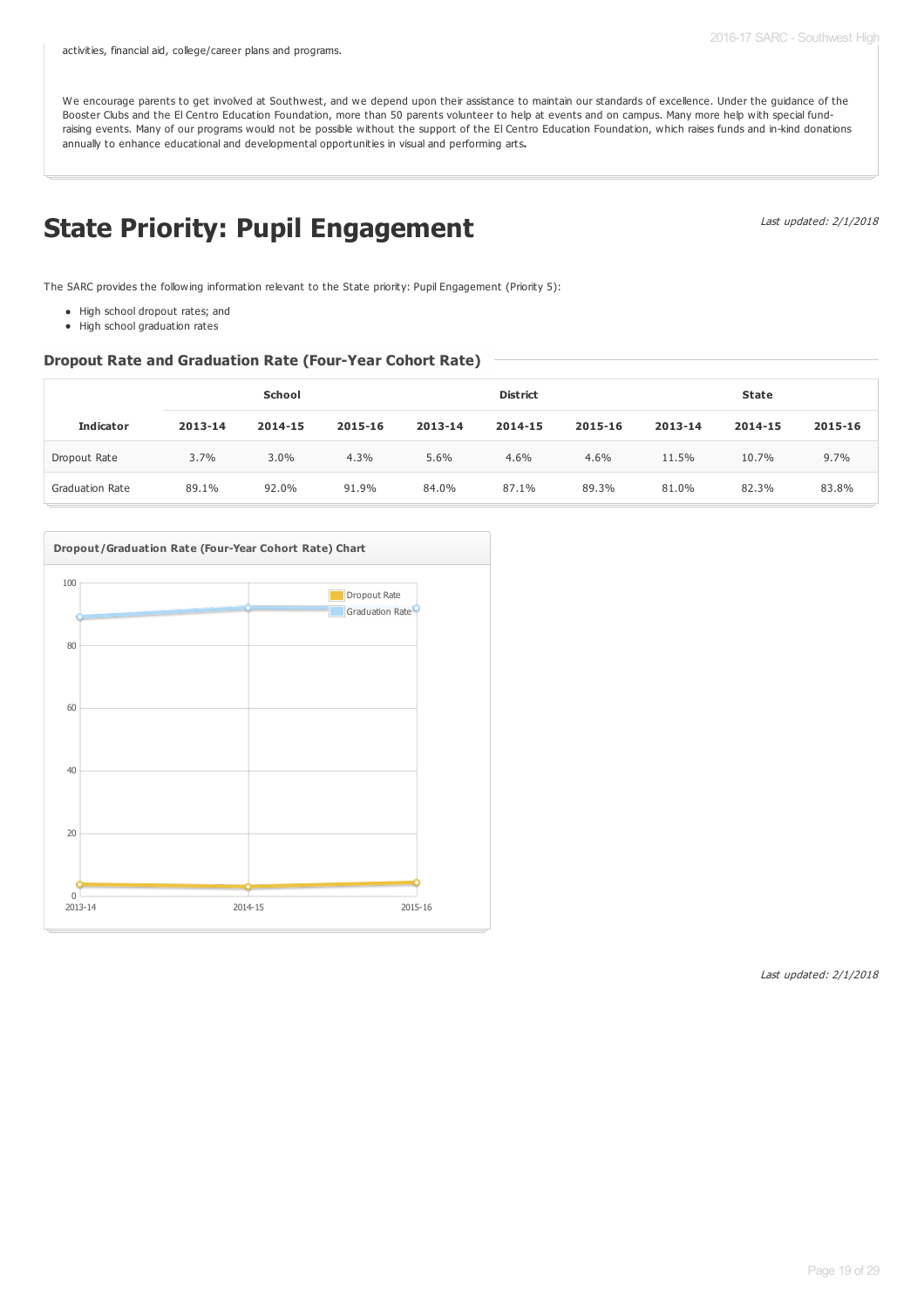activities, financial aid, college/career plans and programs.

We encourage parents to get involved at Southwest, and we depend upon their assistance to maintain our standards of excellence. Under the guidance of the Booster Clubs and the El Centro Education Foundation, more than 50 parents volunteer to help at events and on campus. Many more help with special fund-raising events. Many of our programs would not be possible without the support of the El Centro Education Foundation, which raises funds and in-kind donations annually to enhance educational and developmental opportunities in visual and performing arts**.**

# State Priority: Pupil Engagement

*Last updated: 2/1/2018*

The SARC provides the following information relevant to the State priority: Pupil Engagement (Priority 5):

- High school dropout rates; and
- High school graduation rates

### Dropout Rate and Graduation Rate (Four-Year Cohort Rate)

| | School | | | District | | | State | | |
|---|---|---|---|---|---|---|---|---|---|
| **Indicator** | **2013-14** | **2014-15** | **2015-16** | **2013-14** | **2014-15** | **2015-16** | **2013-14** | **2014-15** | **2015-16** |
| Dropout Rate | 3.7% | 3.0% | 4.3% | 5.6% | 4.6% | 4.6% | 11.5% | 10.7% | 9.7% |
| Graduation Rate | 89.1% | 92.0% | 91.9% | 84.0% | 87.1% | 89.3% | 81.0% | 82.3% | 83.8% |

**Dropout/Graduation Rate (Four-Year Cohort Rate) Chart**

*Last updated: 2/1/2018*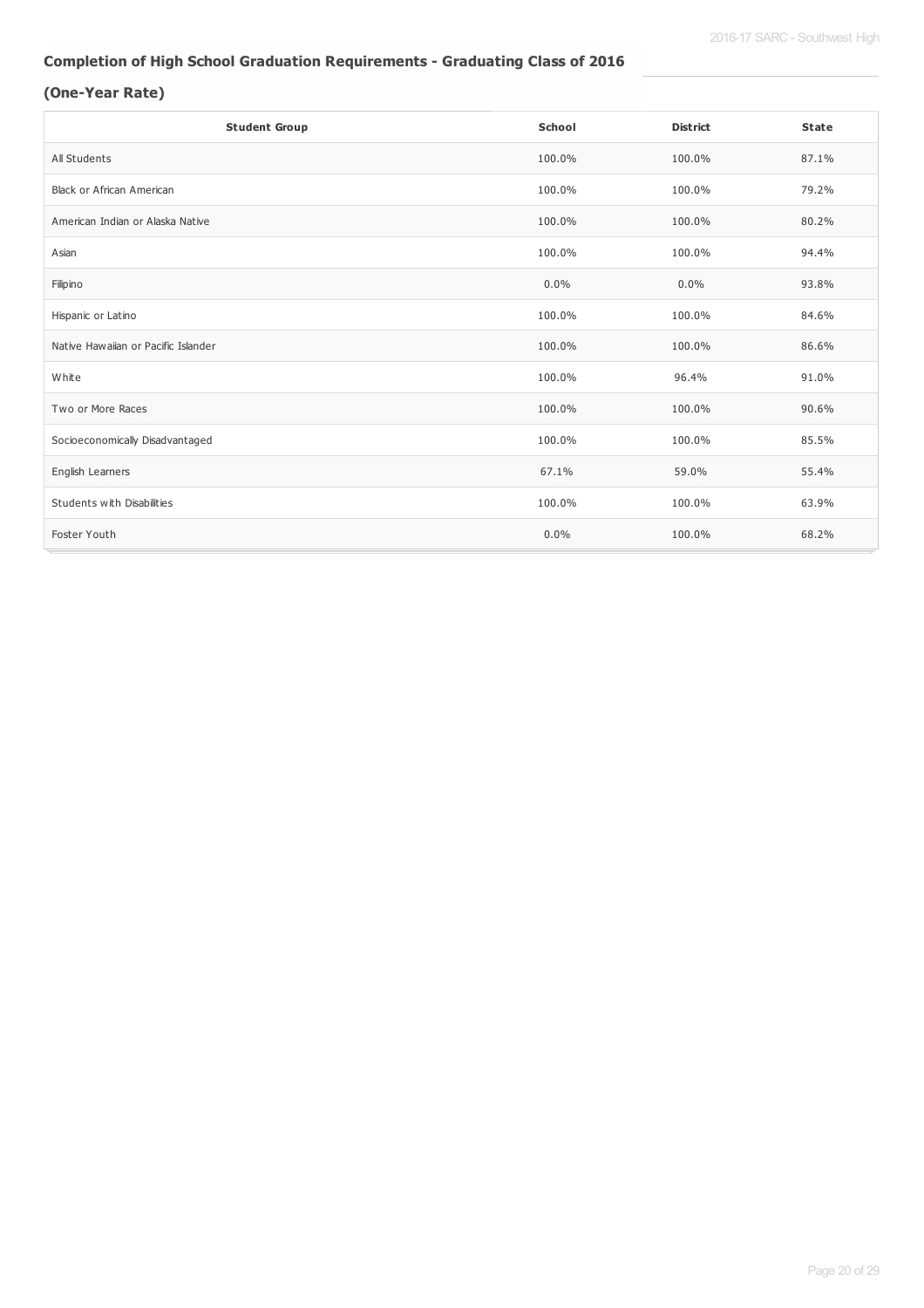### Completion of High School Graduation Requirements - Graduating Class of 2016

### (One-Year Rate)

| Student Group | School | District | State |
|---|---|---|---|
| All Students | 100.0% | 100.0% | 87.1% |
| Black or African American | 100.0% | 100.0% | 79.2% |
| American Indian or Alaska Native | 100.0% | 100.0% | 80.2% |
| Asian | 100.0% | 100.0% | 94.4% |
| Filipino | 0.0% | 0.0% | 93.8% |
| Hispanic or Latino | 100.0% | 100.0% | 84.6% |
| Native Hawaiian or Pacific Islander | 100.0% | 100.0% | 86.6% |
| White | 100.0% | 96.4% | 91.0% |
| Two or More Races | 100.0% | 100.0% | 90.6% |
| Socioeconomically Disadvantaged | 100.0% | 100.0% | 85.5% |
| English Learners | 67.1% | 59.0% | 55.4% |
| Students with Disabilities | 100.0% | 100.0% | 63.9% |
| Foster Youth | 0.0% | 100.0% | 68.2% |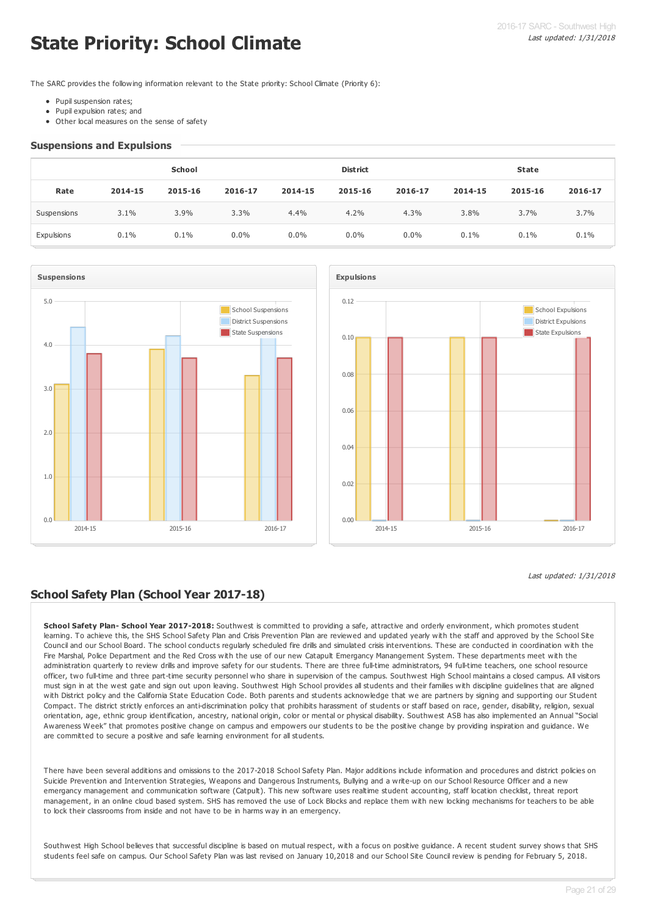# State Priority: School Climate

The SARC provides the following information relevant to the State priority: School Climate (Priority 6):

- Pupil suspension rates;
- Pupil expulsion rates; and
- Other local measures on the sense of safety

## Suspensions and Expulsions

| | School | | | District | | | State | | |
|---|---|---|---|---|---|---|---|---|---|
| Rate | 2014-15 | 2015-16 | 2016-17 | 2014-15 | 2015-16 | 2016-17 | 2014-15 | 2015-16 | 2016-17 |
| Suspensions | 3.1% | 3.9% | 3.3% | 4.4% | 4.2% | 4.3% | 3.8% | 3.7% | 3.7% |
| Expulsions | 0.1% | 0.1% | 0.0% | 0.0% | 0.0% | 0.0% | 0.1% | 0.1% | 0.1% |

*Last updated: 1/31/2018*

## School Safety Plan (School Year 2017-18)

**School Safety Plan- School Year 2017-2018:** Southwest is committed to providing a safe, attractive and orderly environment, which promotes student learning. To achieve this, the SHS School Safety Plan and Crisis Prevention Plan are reviewed and updated yearly with the staff and approved by the School Site Council and our School Board. The school conducts regularly scheduled fire drills and simulated crisis interventions. These are conducted in coordination with the Fire Marshal, Police Department and the Red Cross with the use of our new Catapult Emergancy Manangement System. These departments meet with the administration quarterly to review drills and improve safety for our students. There are three full-time administrators, 94 full-time teachers, one school resource officer, two full-time and three part-time security personnel who share in supervision of the campus. Southwest High School maintains a closed campus. All visitors must sign in at the west gate and sign out upon leaving. Southwest High School provides all students and their families with discipline guidelines that are aligned with District policy and the California State Education Code. Both parents and students acknowledge that we are partners by signing and supporting our Student Compact. The district strictly enforces an anti-discrimination policy that prohibits harassment of students or staff based on race, gender, disability, religion, sexual orientation, age, ethnic group identification, ancestry, national origin, color or mental or physical disability. Southwest ASB has also implemented an Annual "Social Awareness Week" that promotes positive change on campus and empowers our students to be the positive change by providing inspiration and guidance. We are committed to secure a positive and safe learning environment for all students.

There have been several additions and omissions to the 2017-2018 School Safety Plan. Major additions include information and procedures and district policies on Suicide Prevention and Intervention Strategies, Weapons and Dangerous Instruments, Bullying and a write-up on our School Resource Officer and a new emergancy management and communication software (Catpult). This new software uses realtime student accounting, staff location checklist, threat report management, in an online cloud based system. SHS has removed the use of Lock Blocks and replace them with new locking mechanisms for teachers to be able to lock their classrooms from inside and not have to be in harms way in an emergency.

Southwest High School believes that successful discipline is based on mutual respect, with a focus on positive guidance. A recent student survey shows that SHS students feel safe on campus. Our School Safety Plan was last revised on January 10,2018 and our School Site Council review is pending for February 5, 2018.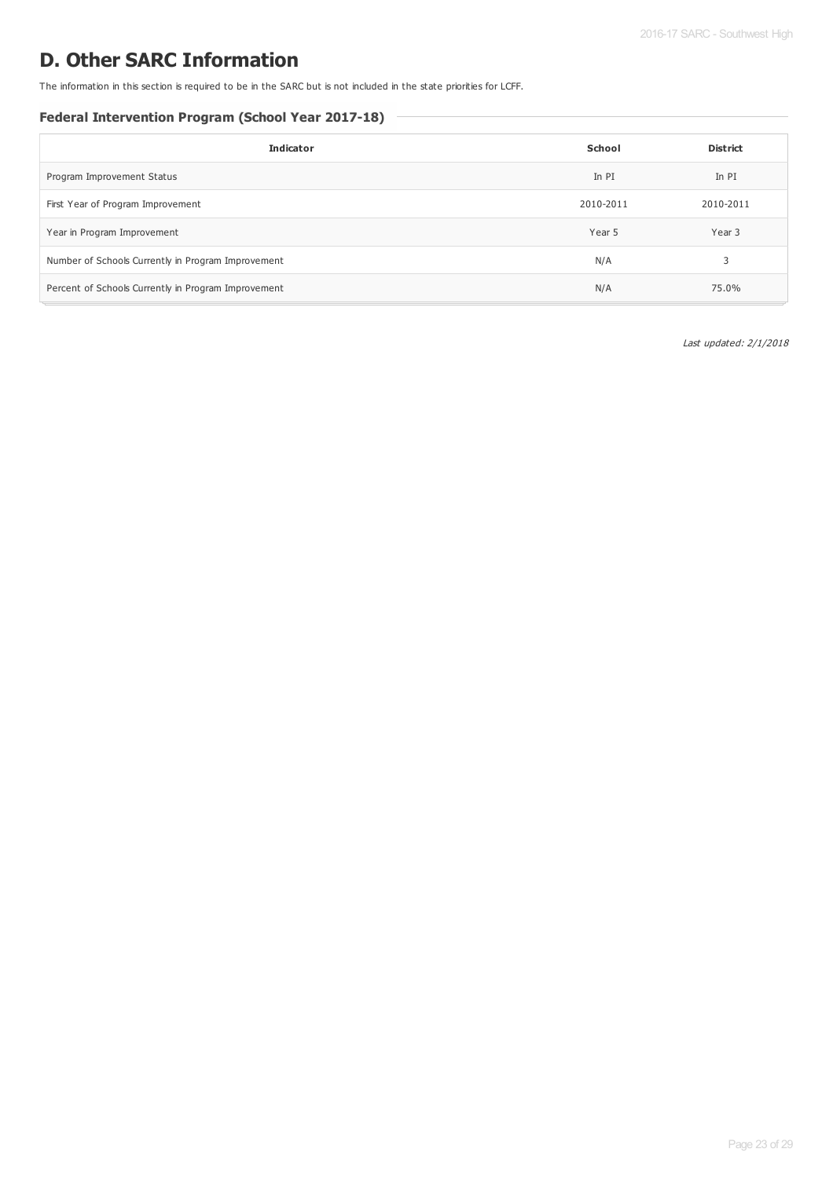# D. Other SARC Information

The information in this section is required to be in the SARC but is not included in the state priorities for LCFF.

### Federal Intervention Program (School Year 2017-18)

| Indicator | School | District |
|---|---|---|
| Program Improvement Status | In PI | In PI |
| First Year of Program Improvement | 2010-2011 | 2010-2011 |
| Year in Program Improvement | Year 5 | Year 3 |
| Number of Schools Currently in Program Improvement | N/A | 3 |
| Percent of Schools Currently in Program Improvement | N/A | 75.0% |

*Last updated: 2/1/2018*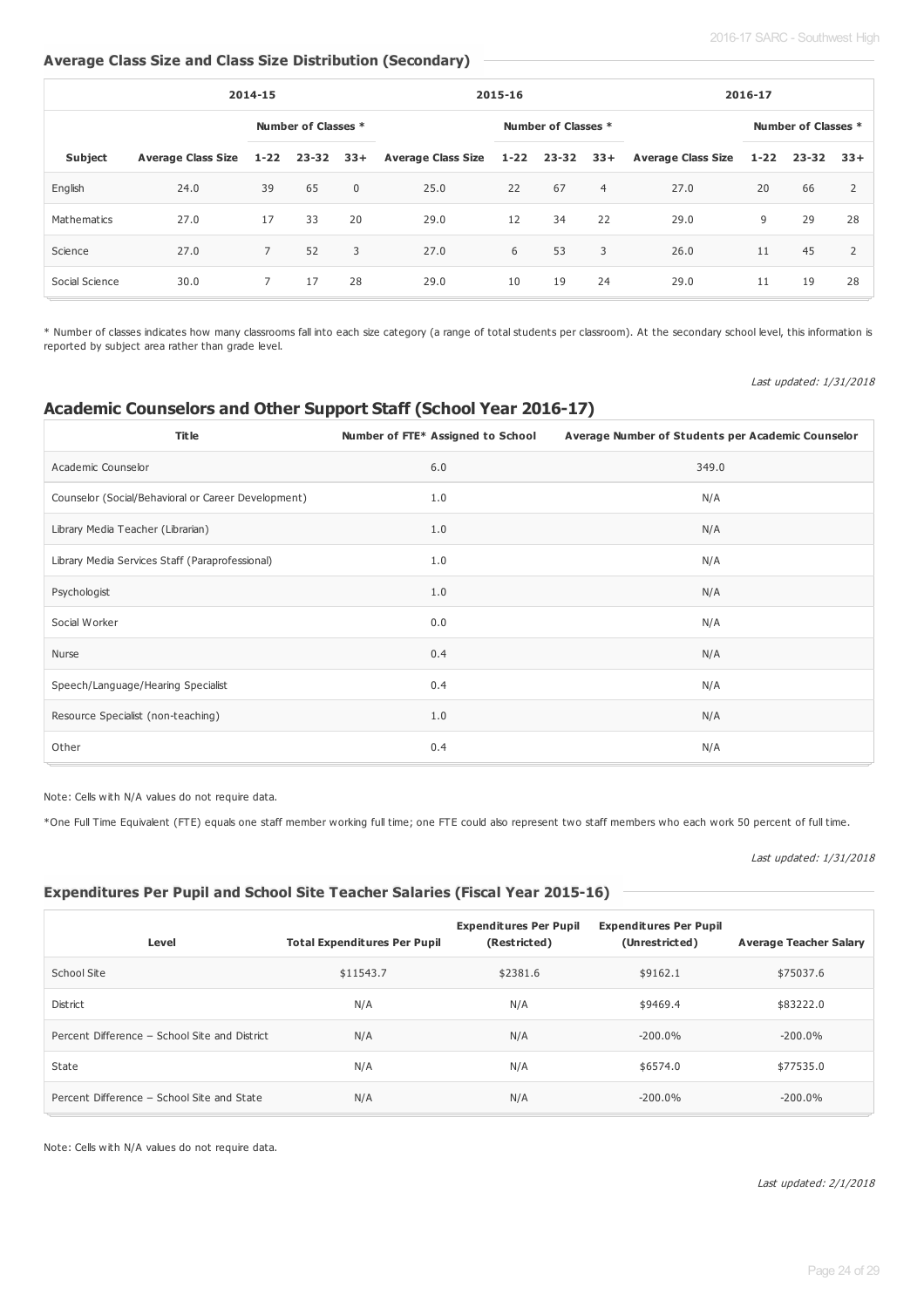### Average Class Size and Class Size Distribution (Secondary)

| | 2014-15 | | | | 2015-16 | | | | 2016-17 | | | |
|---|---|---|---|---|---|---|---|---|---|---|---|---|
| | | Number of Classes * | | | | Number of Classes * | | | | Number of Classes * | | |
| **Subject** | **Average Class Size** | **1-22** | **23-32** | **33+** | **Average Class Size** | **1-22** | **23-32** | **33+** | **Average Class Size** | **1-22** | **23-32** | **33+** |
| English | 24.0 | 39 | 65 | 0 | 25.0 | 22 | 67 | 4 | 27.0 | 20 | 66 | 2 |
| Mathematics | 27.0 | 17 | 33 | 20 | 29.0 | 12 | 34 | 22 | 29.0 | 9 | 29 | 28 |
| Science | 27.0 | 7 | 52 | 3 | 27.0 | 6 | 53 | 3 | 26.0 | 11 | 45 | 2 |
| Social Science | 30.0 | 7 | 17 | 28 | 29.0 | 10 | 19 | 24 | 29.0 | 11 | 19 | 28 |

* Number of classes indicates how many classrooms fall into each size category (a range of total students per classroom). At the secondary school level, this information is reported by subject area rather than grade level.

*Last updated: 1/31/2018*

## Academic Counselors and Other Support Staff (School Year 2016-17)

| Title | Number of FTE* Assigned to School | Average Number of Students per Academic Counselor |
|---|---|---|
| Academic Counselor | 6.0 | 349.0 |
| Counselor (Social/Behavioral or Career Development) | 1.0 | N/A |
| Library Media Teacher (Librarian) | 1.0 | N/A |
| Library Media Services Staff (Paraprofessional) | 1.0 | N/A |
| Psychologist | 1.0 | N/A |
| Social Worker | 0.0 | N/A |
| Nurse | 0.4 | N/A |
| Speech/Language/Hearing Specialist | 0.4 | N/A |
| Resource Specialist (non-teaching) | 1.0 | N/A |
| Other | 0.4 | N/A |

Note: Cells with N/A values do not require data.

*One Full Time Equivalent (FTE) equals one staff member working full time; one FTE could also represent two staff members who each work 50 percent of full time.

*Last updated: 1/31/2018*

### Expenditures Per Pupil and School Site Teacher Salaries (Fiscal Year 2015-16)

| Level | Total Expenditures Per Pupil | Expenditures Per Pupil (Restricted) | Expenditures Per Pupil (Unrestricted) | Average Teacher Salary |
|---|---|---|---|---|
| School Site | $11543.7 | $2381.6 | $9162.1 | $75037.6 |
| District | N/A | N/A | $9469.4 | $83222.0 |
| Percent Difference – School Site and District | N/A | N/A | -200.0% | -200.0% |
| State | N/A | N/A | $6574.0 | $77535.0 |
| Percent Difference – School Site and State | N/A | N/A | -200.0% | -200.0% |

Note: Cells with N/A values do not require data.

*Last updated: 2/1/2018*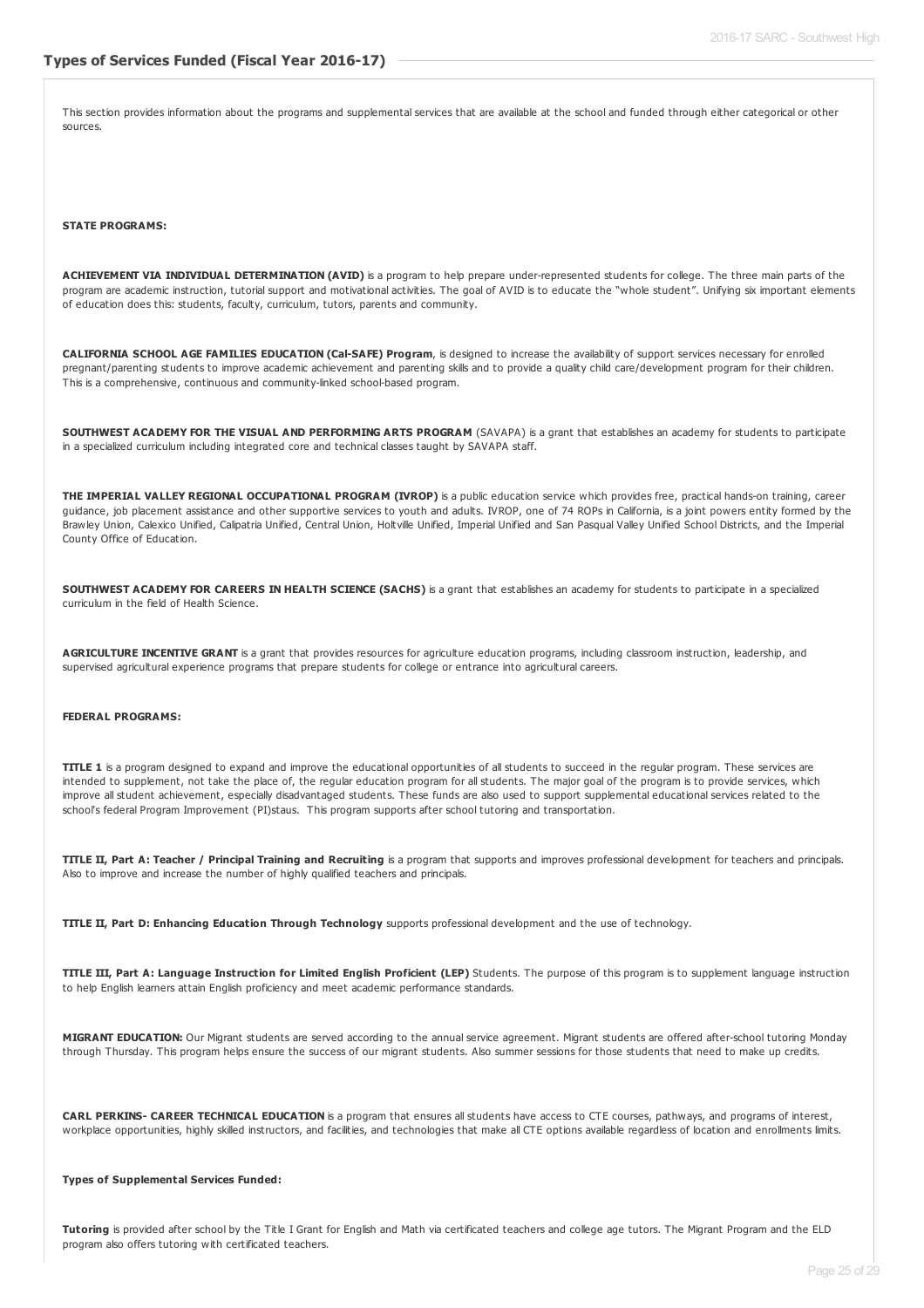## Types of Services Funded (Fiscal Year 2016-17)

This section provides information about the programs and supplemental services that are available at the school and funded through either categorical or other sources.

**STATE PROGRAMS:**

**ACHIEVEMENT VIA INDIVIDUAL DETERMINATION (AVID)** is a program to help prepare under-represented students for college. The three main parts of the program are academic instruction, tutorial support and motivational activities. The goal of AVID is to educate the "whole student". Unifying six important elements of education does this: students, faculty, curriculum, tutors, parents and community.

**CALIFORNIA SCHOOL AGE FAMILIES EDUCATION (Cal-SAFE) Program**, is designed to increase the availability of support services necessary for enrolled pregnant/parenting students to improve academic achievement and parenting skills and to provide a quality child care/development program for their children. This is a comprehensive, continuous and community-linked school-based program.

**SOUTHWEST ACADEMY FOR THE VISUAL AND PERFORMING ARTS PROGRAM** (SAVAPA) is a grant that establishes an academy for students to participate in a specialized curriculum including integrated core and technical classes taught by SAVAPA staff.

**THE IMPERIAL VALLEY REGIONAL OCCUPATIONAL PROGRAM (IVROP)** is a public education service which provides free, practical hands-on training, career guidance, job placement assistance and other supportive services to youth and adults. IVROP, one of 74 ROPs in California, is a joint powers entity formed by the Brawley Union, Calexico Unified, Calipatria Unified, Central Union, Holtville Unified, Imperial Unified and San Pasqual Valley Unified School Districts, and the Imperial County Office of Education.

**SOUTHWEST ACADEMY FOR CAREERS IN HEALTH SCIENCE (SACHS)** is a grant that establishes an academy for students to participate in a specialized curriculum in the field of Health Science.

**AGRICULTURE INCENTIVE GRANT** is a grant that provides resources for agriculture education programs, including classroom instruction, leadership, and supervised agricultural experience programs that prepare students for college or entrance into agricultural careers.

**FEDERAL PROGRAMS:**

**TITLE 1** is a program designed to expand and improve the educational opportunities of all students to succeed in the regular program. These services are intended to supplement, not take the place of, the regular education program for all students. The major goal of the program is to provide services, which improve all student achievement, especially disadvantaged students. These funds are also used to support supplemental educational services related to the school's federal Program Improvement (PI)staus. This program supports after school tutoring and transportation.

**TITLE II, Part A: Teacher / Principal Training and Recruiting** is a program that supports and improves professional development for teachers and principals. Also to improve and increase the number of highly qualified teachers and principals.

**TITLE II, Part D: Enhancing Education Through Technology** supports professional development and the use of technology.

**TITLE III, Part A: Language Instruction for Limited English Proficient (LEP)** Students. The purpose of this program is to supplement language instruction to help English learners attain English proficiency and meet academic performance standards.

**MIGRANT EDUCATION:** Our Migrant students are served according to the annual service agreement. Migrant students are offered after-school tutoring Monday through Thursday. This program helps ensure the success of our migrant students. Also summer sessions for those students that need to make up credits.

**CARL PERKINS- CAREER TECHNICAL EDUCATION** is a program that ensures all students have access to CTE courses, pathways, and programs of interest, workplace opportunities, highly skilled instructors, and facilities, and technologies that make all CTE options available regardless of location and enrollments limits.

**Types of Supplemental Services Funded:**

**Tutoring** is provided after school by the Title I Grant for English and Math via certificated teachers and college age tutors. The Migrant Program and the ELD program also offers tutoring with certificated teachers.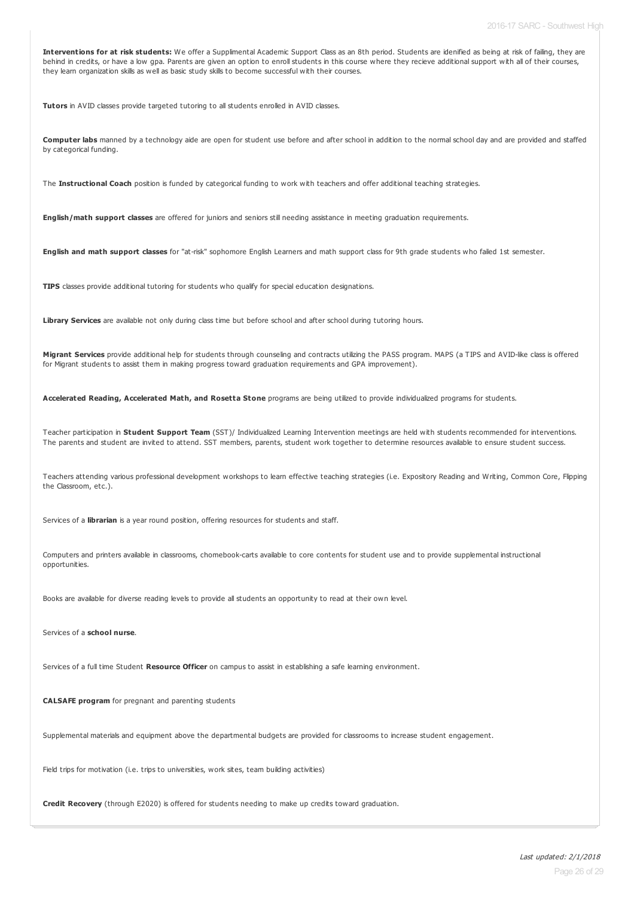**Interventions for at risk students:** We offer a Supplimental Academic Support Class as an 8th period. Students are idenified as being at risk of failing, they are behind in credits, or have a low gpa. Parents are given an option to enroll students in this course where they recieve additional support with all of their courses, they learn organization skills as well as basic study skills to become successful with their courses.

**Tutors** in AVID classes provide targeted tutoring to all students enrolled in AVID classes.

**Computer labs** manned by a technology aide are open for student use before and after school in addition to the normal school day and are provided and staffed by categorical funding.

The **Instructional Coach** position is funded by categorical funding to work with teachers and offer additional teaching strategies.

**English/math support classes** are offered for juniors and seniors still needing assistance in meeting graduation requirements.

**English and math support classes** for "at-risk" sophomore English Learners and math support class for 9th grade students who failed 1st semester.

**TIPS** classes provide additional tutoring for students who qualify for special education designations.

**Library Services** are available not only during class time but before school and after school during tutoring hours.

**Migrant Services** provide additional help for students through counseling and contracts utilizing the PASS program. MAPS (a TIPS and AVID-like class is offered for Migrant students to assist them in making progress toward graduation requirements and GPA improvement).

**Accelerated Reading, Accelerated Math, and Rosetta Stone** programs are being utilized to provide individualized programs for students.

Teacher participation in **Student Support Team** (SST)/ Individualized Learning Intervention meetings are held with students recommended for interventions. The parents and student are invited to attend. SST members, parents, student work together to determine resources available to ensure student success.

Teachers attending various professional development workshops to learn effective teaching strategies (i.e. Expository Reading and Writing, Common Core, Flipping the Classroom, etc.).

Services of a **librarian** is a year round position, offering resources for students and staff.

Computers and printers available in classrooms, chomebook-carts available to core contents for student use and to provide supplemental instructional opportunities.

Books are available for diverse reading levels to provide all students an opportunity to read at their own level.

Services of a **school nurse**.

Services of a full time Student **Resource Officer** on campus to assist in establishing a safe learning environment.

**CALSAFE program** for pregnant and parenting students

Supplemental materials and equipment above the departmental budgets are provided for classrooms to increase student engagement.

Field trips for motivation (i.e. trips to universities, work sites, team building activities)

**Credit Recovery** (through E2020) is offered for students needing to make up credits toward graduation.

*Last updated: 2/1/2018*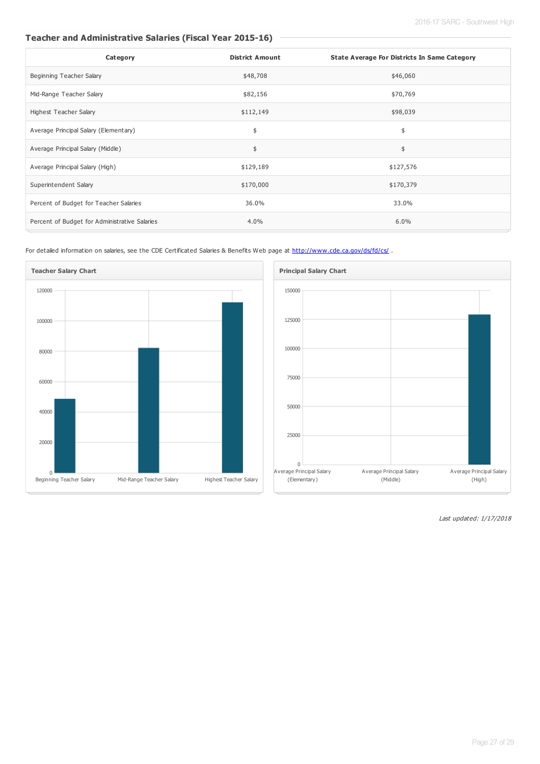## Teacher and Administrative Salaries (Fiscal Year 2015-16)

| Category | District Amount | State Average For Districts In Same Category |
|---|---|---|
| Beginning Teacher Salary | $48,708 | $46,060 |
| Mid-Range Teacher Salary | $82,156 | $70,769 |
| Highest Teacher Salary | $112,149 | $98,039 |
| Average Principal Salary (Elementary) | $ | $ |
| Average Principal Salary (Middle) | $ | $ |
| Average Principal Salary (High) | $129,189 | $127,576 |
| Superintendent Salary | $170,000 | $170,379 |
| Percent of Budget for Teacher Salaries | 36.0% | 33.0% |
| Percent of Budget for Administrative Salaries | 4.0% | 6.0% |

For detailed information on salaries, see the CDE Certificated Salaries & Benefits Web page at http://www.cde.ca.gov/ds/fd/cs/ .

**Teacher Salary Chart**

**Principal Salary Chart**

*Last updated: 1/17/2018*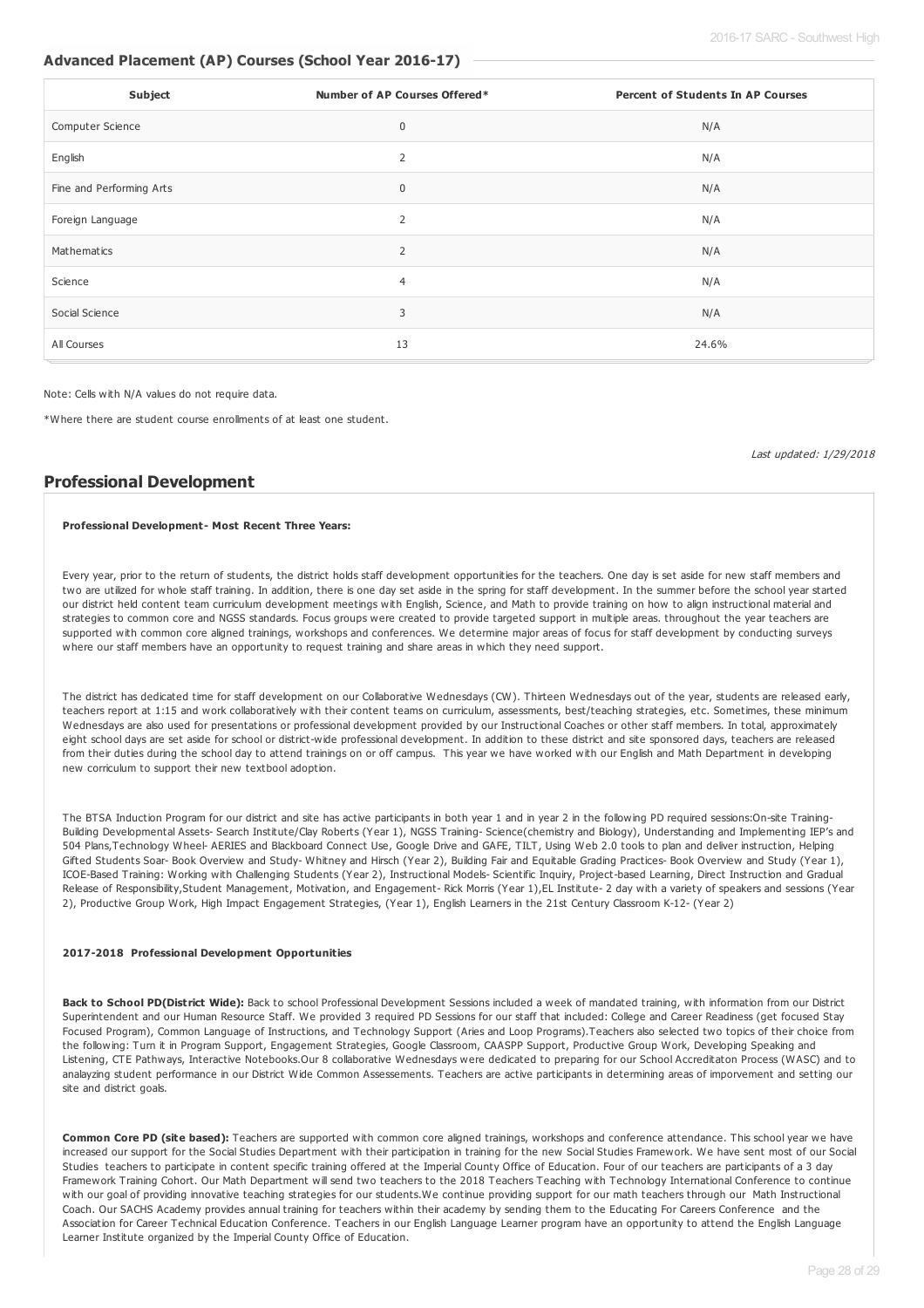## Advanced Placement (AP) Courses (School Year 2016-17)

| Subject | Number of AP Courses Offered* | Percent of Students In AP Courses |
|---|---|---|
| Computer Science | 0 | N/A |
| English | 2 | N/A |
| Fine and Performing Arts | 0 | N/A |
| Foreign Language | 2 | N/A |
| Mathematics | 2 | N/A |
| Science | 4 | N/A |
| Social Science | 3 | N/A |
| All Courses | 13 | 24.6% |

Note: Cells with N/A values do not require data.

*Where there are student course enrollments of at least one student.

*Last updated: 1/29/2018*

## Professional Development

**Professional Development- Most Recent Three Years:**

Every year, prior to the return of students, the district holds staff development opportunities for the teachers. One day is set aside for new staff members and two are utilized for whole staff training. In addition, there is one day set aside in the spring for staff development. In the summer before the school year started our district held content team curriculum development meetings with English, Science, and Math to provide training on how to align instructional material and strategies to common core and NGSS standards. Focus groups were created to provide targeted support in multiple areas. throughout the year teachers are supported with common core aligned trainings, workshops and conferences. We determine major areas of focus for staff development by conducting surveys where our staff members have an opportunity to request training and share areas in which they need support.

The district has dedicated time for staff development on our Collaborative Wednesdays (CW). Thirteen Wednesdays out of the year, students are released early, teachers report at 1:15 and work collaboratively with their content teams on curriculum, assessments, best/teaching strategies, etc. Sometimes, these minimum Wednesdays are also used for presentations or professional development provided by our Instructional Coaches or other staff members. In total, approximately eight school days are set aside for school or district-wide professional development. In addition to these district and site sponsored days, teachers are released from their duties during the school day to attend trainings on or off campus. This year we have worked with our English and Math Department in developing new curriculum to support their new textbool adoption.

The BTSA Induction Program for our district and site has active participants in both year 1 and in year 2 in the following PD required sessions:On-site Training- Building Developmental Assets- Search Institute/Clay Roberts (Year 1), NGSS Training- Science(chemistry and Biology), Understanding and Implementing IEP's and 504 Plans,Technology Wheel- AERIES and Blackboard Connect Use, Google Drive and GAFE, TILT, Using Web 2.0 tools to plan and deliver instruction, Helping Gifted Students Soar- Book Overview and Study- Whitney and Hirsch (Year 2), Building Fair and Equitable Grading Practices- Book Overview and Study (Year 1), ICOE-Based Training: Working with Challenging Students (Year 2), Instructional Models- Scientific Inquiry, Project-based Learning, Direct Instruction and Gradual Release of Responsibility,Student Management, Motivation, and Engagement- Rick Morris (Year 1),EL Institute- 2 day with a variety of speakers and sessions (Year 2), Productive Group Work, High Impact Engagement Strategies, (Year 1), English Learners in the 21st Century Classroom K-12- (Year 2)

**2017-2018 Professional Development Opportunities**

**Back to School PD(District Wide):** Back to school Professional Development Sessions included a week of mandated training, with information from our District Superintendent and our Human Resource Staff. We provided 3 required PD Sessions for our staff that included: College and Career Readiness (get focused Stay Focused Program), Common Language of Instructions, and Technology Support (Aries and Loop Programs).Teachers also selected two topics of their choice from the following: Turn it in Program Support, Engagement Strategies, Google Classroom, CAASPP Support, Productive Group Work, Developing Speaking and Listening, CTE Pathways, Interactive Notebooks.Our 8 collaborative Wednesdays were dedicated to preparing for our School Accreditaton Process (WASC) and to analayzing student performance in our District Wide Common Assessements. Teachers are active participants in determining areas of imporvement and setting our site and district goals.

**Common Core PD (site based):** Teachers are supported with common core aligned trainings, workshops and conference attendance. This school year we have increased our support for the Social Studies Department with their participation in training for the new Social Studies Framework. We have sent most of our Social Studies teachers to participate in content specific training offered at the Imperial County Office of Education. Four of our teachers are participants of a 3 day Framework Training Cohort. Our Math Department will send two teachers to the 2018 Teachers Teaching with Technology International Conference to continue with our goal of providing innovative teaching strategies for our students.We continue providing support for our math teachers through our Math Instructional Coach. Our SACHS Academy provides annual training for teachers within their academy by sending them to the Educating For Careers Conference and the Association for Career Technical Education Conference. Teachers in our English Language Learner program have an opportunity to attend the English Language Learner Institute organized by the Imperial County Office of Education.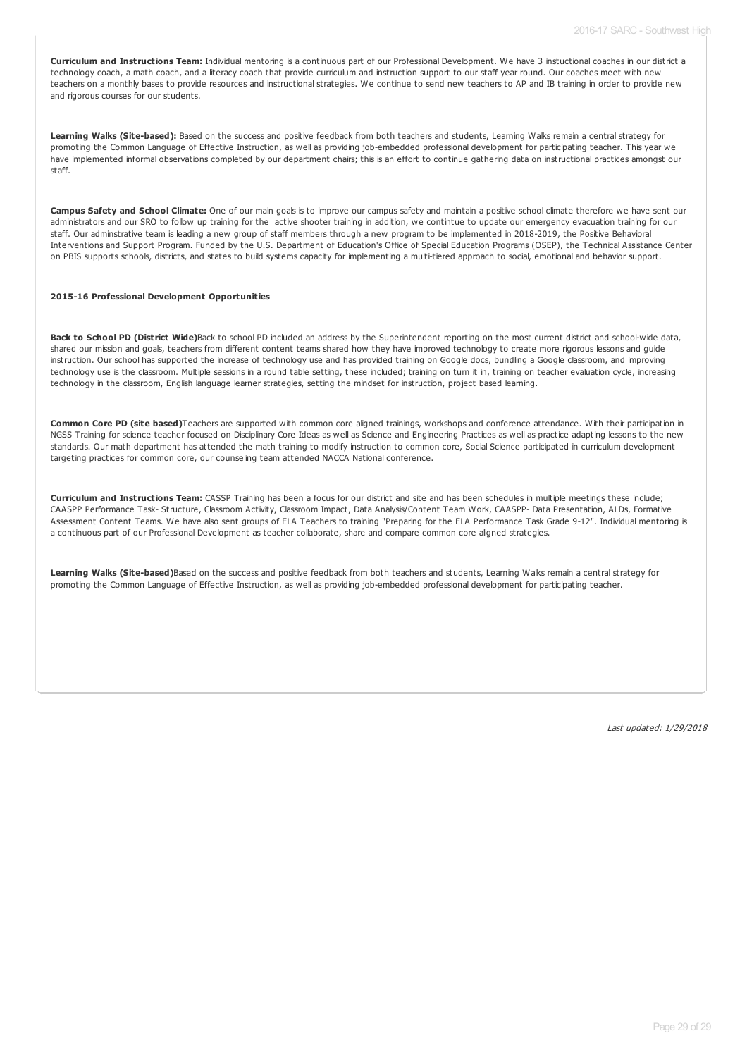**Curriculum and Instructions Team:** Individual mentoring is a continuous part of our Professional Development. We have 3 instuctional coaches in our district a technology coach, a math coach, and a literacy coach that provide curriculum and instruction support to our staff year round. Our coaches meet with new teachers on a monthly bases to provide resources and instructional strategies. We continue to send new teachers to AP and IB training in order to provide new and rigorous courses for our students.

**Learning Walks (Site-based):** Based on the success and positive feedback from both teachers and students, Learning Walks remain a central strategy for promoting the Common Language of Effective Instruction, as well as providing job-embedded professional development for participating teacher. This year we have implemented informal observations completed by our department chairs; this is an effort to continue gathering data on instructional practices amongst our staff.

**Campus Safety and School Climate:** One of our main goals is to improve our campus safety and maintain a positive school climate therefore we have sent our administrators and our SRO to follow up training for the active shooter training in addition, we contintue to update our emergency evacuation training for our staff. Our adminstrative team is leading a new group of staff members through a new program to be implemented in 2018-2019, the Positive Behavioral Interventions and Support Program. Funded by the U.S. Department of Education's Office of Special Education Programs (OSEP), the Technical Assistance Center on PBIS supports schools, districts, and states to build systems capacity for implementing a multi-tiered approach to social, emotional and behavior support.

**2015-16 Professional Development Opportunities**

**Back to School PD (District Wide)**Back to school PD included an address by the Superintendent reporting on the most current district and school-wide data, shared our mission and goals, teachers from different content teams shared how they have improved technology to create more rigorous lessons and guide instruction. Our school has supported the increase of technology use and has provided training on Google docs, bundling a Google classroom, and improving technology use is the classroom. Multiple sessions in a round table setting, these included; training on turn it in, training on teacher evaluation cycle, increasing technology in the classroom, English language learner strategies, setting the mindset for instruction, project based learning.

**Common Core PD (site based)**Teachers are supported with common core aligned trainings, workshops and conference attendance. With their participation in NGSS Training for science teacher focused on Disciplinary Core Ideas as well as Science and Engineering Practices as well as practice adapting lessons to the new standards. Our math department has attended the math training to modify instruction to common core, Social Science participated in curriculum development targeting practices for common core, our counseling team attended NACCA National conference.

**Curriculum and Instructions Team:** CASSP Training has been a focus for our district and site and has been schedules in multiple meetings these include; CAASPP Performance Task- Structure, Classroom Activity, Classroom Impact, Data Analysis/Content Team Work, CAASPP- Data Presentation, ALDs, Formative Assessment Content Teams. We have also sent groups of ELA Teachers to training "Preparing for the ELA Performance Task Grade 9-12". Individual mentoring is a continuous part of our Professional Development as teacher collaborate, share and compare common core aligned strategies.

**Learning Walks (Site-based)**Based on the success and positive feedback from both teachers and students, Learning Walks remain a central strategy for promoting the Common Language of Effective Instruction, as well as providing job-embedded professional development for participating teacher.

*Last updated: 1/29/2018*